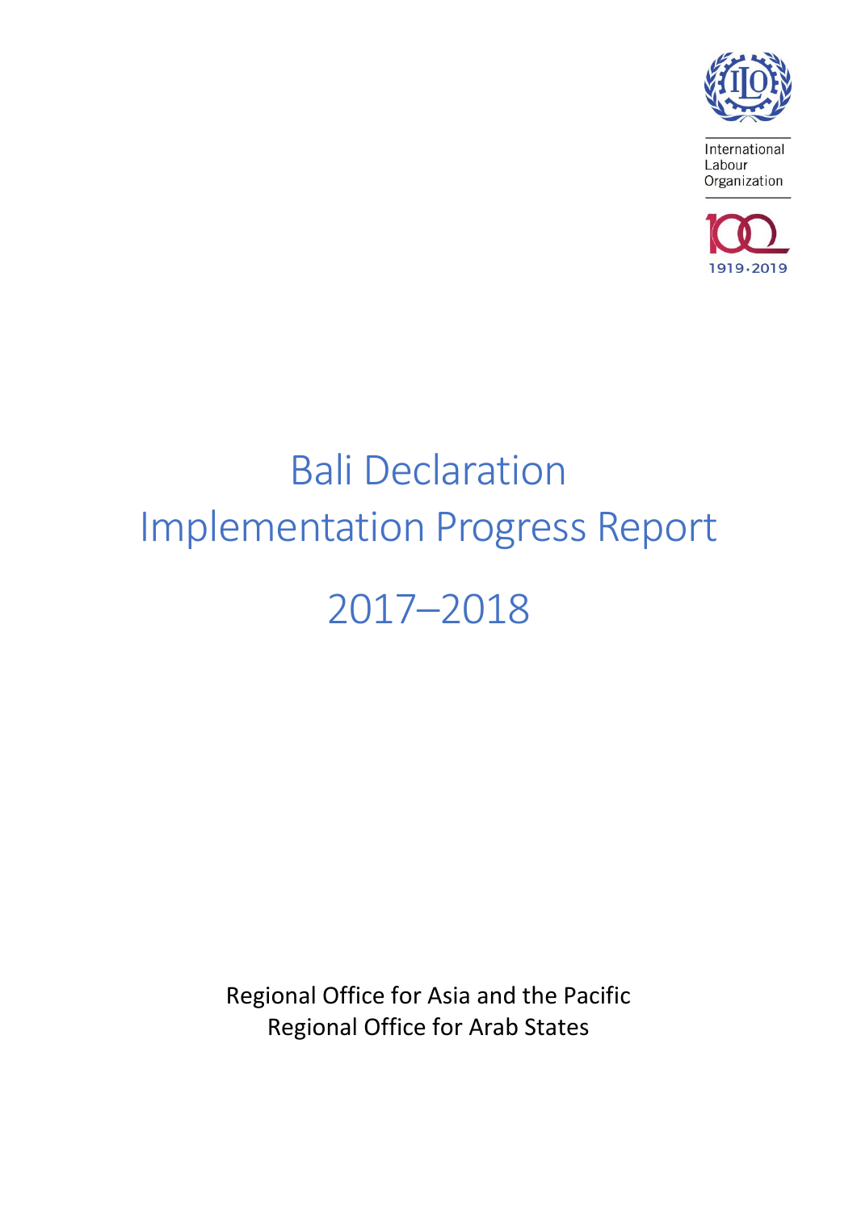International Labour Organization

1919-2019

# Bali Declaration Implementation Progress Report

# 2017–2018

Regional Office for Asia and the Pacific
Regional Office for Arab States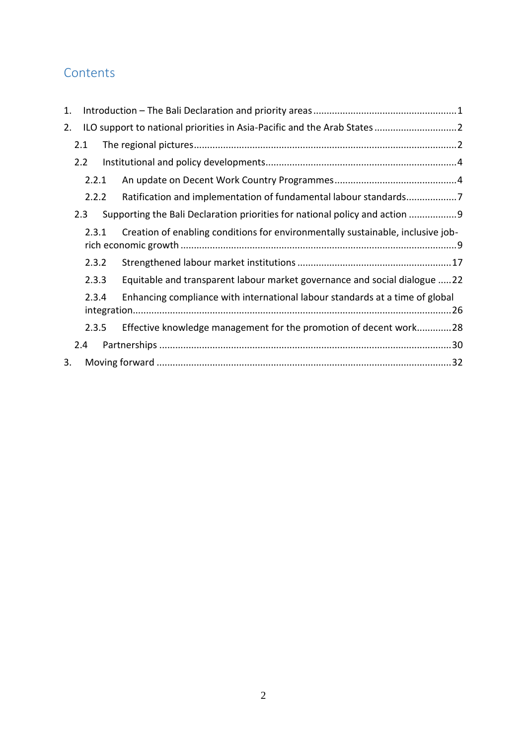## Contents

1. Introduction – The Bali Declaration and priority areas ....................................................1
2. ILO support to national priorities in Asia-Pacific and the Arab States ..............................2
   - 2.1 The regional pictures..................................................................................................2
   - 2.2 Institutional and policy developments........................................................................4
     - 2.2.1 An update on Decent Work Country Programmes .............................................4
     - 2.2.2 Ratification and implementation of fundamental labour standards...................7
   - 2.3 Supporting the Bali Declaration priorities for national policy and action .................9
     - 2.3.1 Creation of enabling conditions for environmentally sustainable, inclusive job-rich economic growth ........................................................................................9
     - 2.3.2 Strengthened labour market institutions ..........................................................17
     - 2.3.3 Equitable and transparent labour market governance and social dialogue .....22
     - 2.3.4 Enhancing compliance with international labour standards at a time of global integration..................................................................................................................26
     - 2.3.5 Effective knowledge management for the promotion of decent work.............28
   - 2.4 Partnerships .............................................................................................................30
3. Moving forward .............................................................................................................32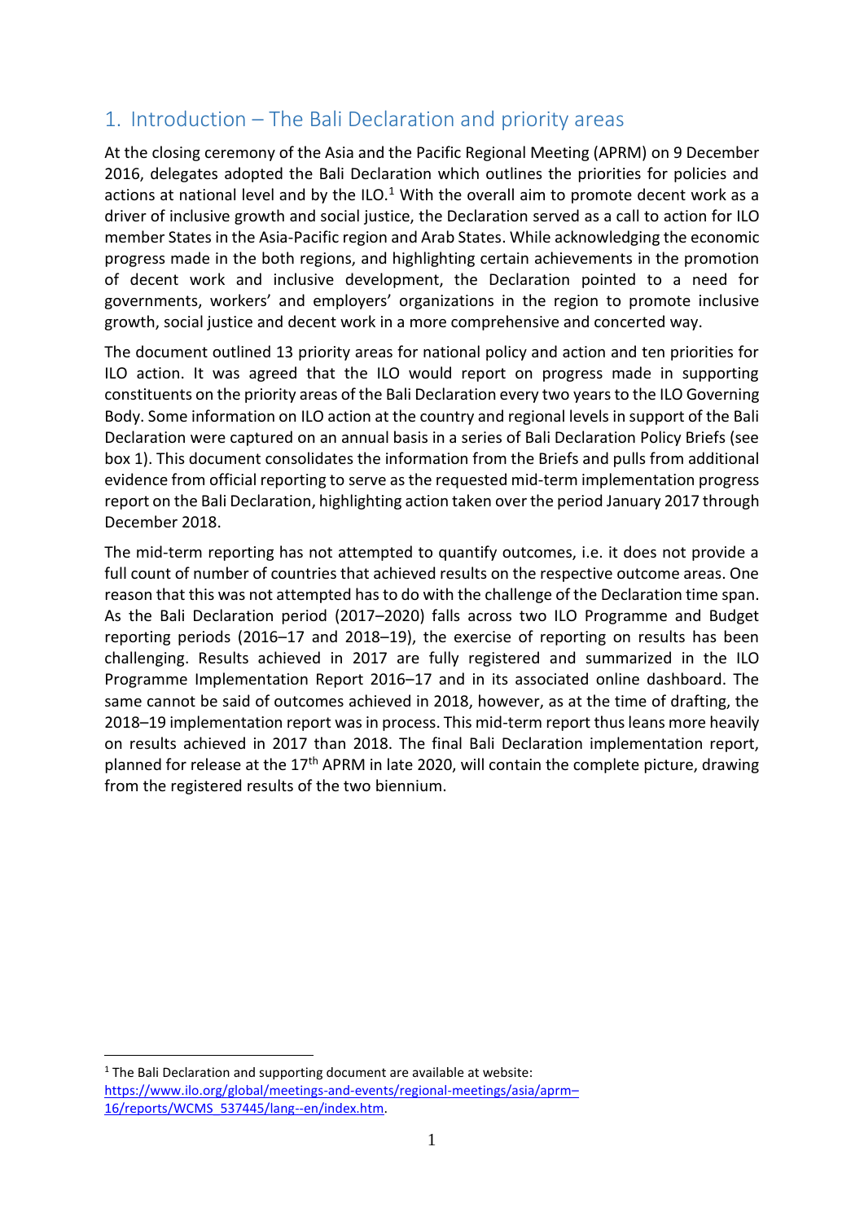## 1. Introduction – The Bali Declaration and priority areas

At the closing ceremony of the Asia and the Pacific Regional Meeting (APRM) on 9 December 2016, delegates adopted the Bali Declaration which outlines the priorities for policies and actions at national level and by the ILO.[1] With the overall aim to promote decent work as a driver of inclusive growth and social justice, the Declaration served as a call to action for ILO member States in the Asia-Pacific region and Arab States. While acknowledging the economic progress made in the both regions, and highlighting certain achievements in the promotion of decent work and inclusive development, the Declaration pointed to a need for governments, workers' and employers' organizations in the region to promote inclusive growth, social justice and decent work in a more comprehensive and concerted way.

The document outlined 13 priority areas for national policy and action and ten priorities for ILO action. It was agreed that the ILO would report on progress made in supporting constituents on the priority areas of the Bali Declaration every two years to the ILO Governing Body. Some information on ILO action at the country and regional levels in support of the Bali Declaration were captured on an annual basis in a series of Bali Declaration Policy Briefs (see box 1). This document consolidates the information from the Briefs and pulls from additional evidence from official reporting to serve as the requested mid-term implementation progress report on the Bali Declaration, highlighting action taken over the period January 2017 through December 2018.

The mid-term reporting has not attempted to quantify outcomes, i.e. it does not provide a full count of number of countries that achieved results on the respective outcome areas. One reason that this was not attempted has to do with the challenge of the Declaration time span. As the Bali Declaration period (2017–2020) falls across two ILO Programme and Budget reporting periods (2016–17 and 2018–19), the exercise of reporting on results has been challenging. Results achieved in 2017 are fully registered and summarized in the ILO Programme Implementation Report 2016–17 and in its associated online dashboard. The same cannot be said of outcomes achieved in 2018, however, as at the time of drafting, the 2018–19 implementation report was in process. This mid-term report thus leans more heavily on results achieved in 2017 than 2018. The final Bali Declaration implementation report, planned for release at the 17th APRM in late 2020, will contain the complete picture, drawing from the registered results of the two biennium.

---

[1] The Bali Declaration and supporting document are available at website: https://www.ilo.org/global/meetings-and-events/regional-meetings/asia/aprm–16/reports/WCMS_537445/lang--en/index.htm.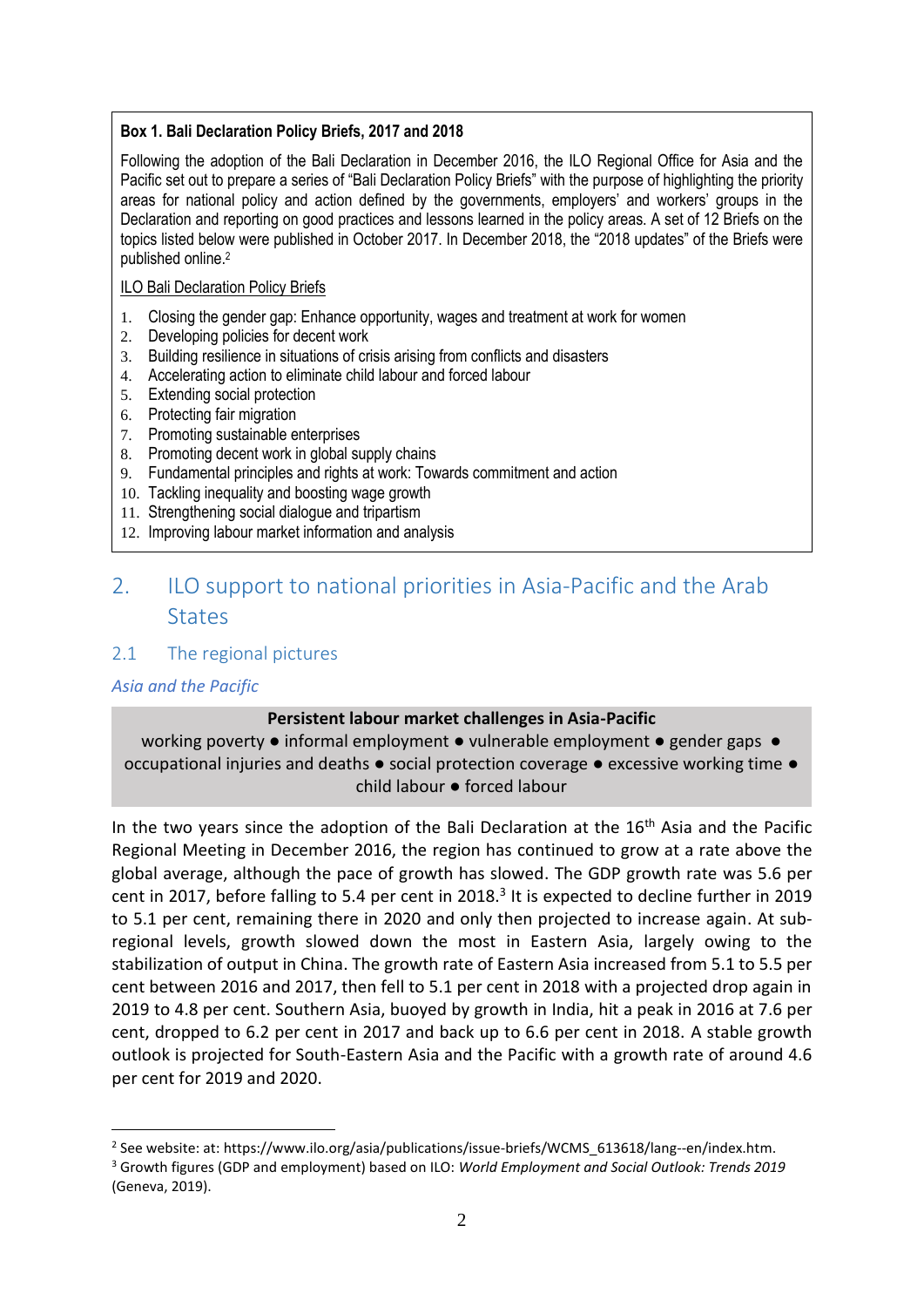**Box 1. Bali Declaration Policy Briefs, 2017 and 2018**

Following the adoption of the Bali Declaration in December 2016, the ILO Regional Office for Asia and the Pacific set out to prepare a series of "Bali Declaration Policy Briefs" with the purpose of highlighting the priority areas for national policy and action defined by the governments, employers' and workers' groups in the Declaration and reporting on good practices and lessons learned in the policy areas. A set of 12 Briefs on the topics listed below were published in October 2017. In December 2018, the "2018 updates" of the Briefs were published online.[2]

ILO Bali Declaration Policy Briefs

1. Closing the gender gap: Enhance opportunity, wages and treatment at work for women
2. Developing policies for decent work
3. Building resilience in situations of crisis arising from conflicts and disasters
4. Accelerating action to eliminate child labour and forced labour
5. Extending social protection
6. Protecting fair migration
7. Promoting sustainable enterprises
8. Promoting decent work in global supply chains
9. Fundamental principles and rights at work: Towards commitment and action
10. Tackling inequality and boosting wage growth
11. Strengthening social dialogue and tripartism
12. Improving labour market information and analysis

# 2. ILO support to national priorities in Asia-Pacific and the Arab States

## 2.1 The regional pictures

### *Asia and the Pacific*

**Persistent labour market challenges in Asia-Pacific**

working poverty ● informal employment ● vulnerable employment ● gender gaps ● occupational injuries and deaths ● social protection coverage ● excessive working time ● child labour ● forced labour

In the two years since the adoption of the Bali Declaration at the 16th Asia and the Pacific Regional Meeting in December 2016, the region has continued to grow at a rate above the global average, although the pace of growth has slowed. The GDP growth rate was 5.6 per cent in 2017, before falling to 5.4 per cent in 2018.[3] It is expected to decline further in 2019 to 5.1 per cent, remaining there in 2020 and only then projected to increase again. At sub-regional levels, growth slowed down the most in Eastern Asia, largely owing to the stabilization of output in China. The growth rate of Eastern Asia increased from 5.1 to 5.5 per cent between 2016 and 2017, then fell to 5.1 per cent in 2018 with a projected drop again in 2019 to 4.8 per cent. Southern Asia, buoyed by growth in India, hit a peak in 2016 at 7.6 per cent, dropped to 6.2 per cent in 2017 and back up to 6.6 per cent in 2018. A stable growth outlook is projected for South-Eastern Asia and the Pacific with a growth rate of around 4.6 per cent for 2019 and 2020.

---

[2] See website: at: https://www.ilo.org/asia/publications/issue-briefs/WCMS_613618/lang--en/index.htm.

[3] Growth figures (GDP and employment) based on ILO: *World Employment and Social Outlook: Trends 2019* (Geneva, 2019).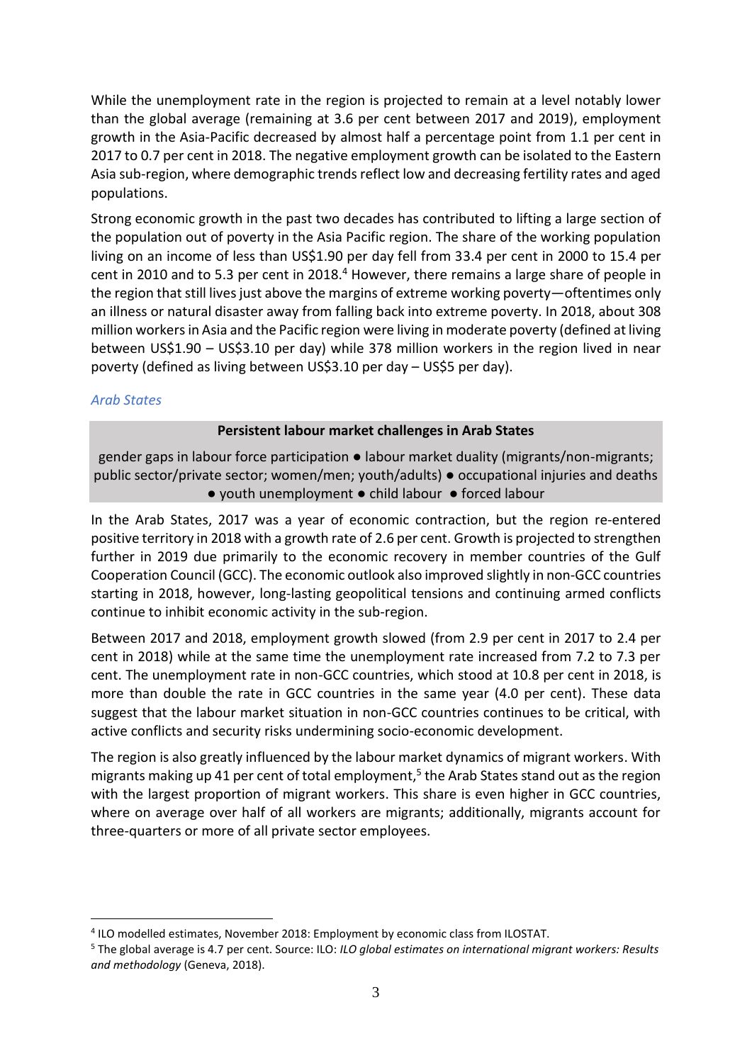While the unemployment rate in the region is projected to remain at a level notably lower than the global average (remaining at 3.6 per cent between 2017 and 2019), employment growth in the Asia-Pacific decreased by almost half a percentage point from 1.1 per cent in 2017 to 0.7 per cent in 2018. The negative employment growth can be isolated to the Eastern Asia sub-region, where demographic trends reflect low and decreasing fertility rates and aged populations.

Strong economic growth in the past two decades has contributed to lifting a large section of the population out of poverty in the Asia Pacific region. The share of the working population living on an income of less than US$1.90 per day fell from 33.4 per cent in 2000 to 15.4 per cent in 2010 and to 5.3 per cent in 2018.[4] However, there remains a large share of people in the region that still lives just above the margins of extreme working poverty—oftentimes only an illness or natural disaster away from falling back into extreme poverty. In 2018, about 308 million workers in Asia and the Pacific region were living in moderate poverty (defined at living between US$1.90 – US$3.10 per day) while 378 million workers in the region lived in near poverty (defined as living between US$3.10 per day – US$5 per day).

### *Arab States*

**Persistent labour market challenges in Arab States**

gender gaps in labour force participation ● labour market duality (migrants/non-migrants; public sector/private sector; women/men; youth/adults) ● occupational injuries and deaths ● youth unemployment ● child labour ● forced labour

In the Arab States, 2017 was a year of economic contraction, but the region re-entered positive territory in 2018 with a growth rate of 2.6 per cent. Growth is projected to strengthen further in 2019 due primarily to the economic recovery in member countries of the Gulf Cooperation Council (GCC). The economic outlook also improved slightly in non-GCC countries starting in 2018, however, long-lasting geopolitical tensions and continuing armed conflicts continue to inhibit economic activity in the sub-region.

Between 2017 and 2018, employment growth slowed (from 2.9 per cent in 2017 to 2.4 per cent in 2018) while at the same time the unemployment rate increased from 7.2 to 7.3 per cent. The unemployment rate in non-GCC countries, which stood at 10.8 per cent in 2018, is more than double the rate in GCC countries in the same year (4.0 per cent). These data suggest that the labour market situation in non-GCC countries continues to be critical, with active conflicts and security risks undermining socio-economic development.

The region is also greatly influenced by the labour market dynamics of migrant workers. With migrants making up 41 per cent of total employment,[5] the Arab States stand out as the region with the largest proportion of migrant workers. This share is even higher in GCC countries, where on average over half of all workers are migrants; additionally, migrants account for three-quarters or more of all private sector employees.

---

[4] ILO modelled estimates, November 2018: Employment by economic class from ILOSTAT.

[5] The global average is 4.7 per cent. Source: ILO: *ILO global estimates on international migrant workers: Results and methodology* (Geneva, 2018).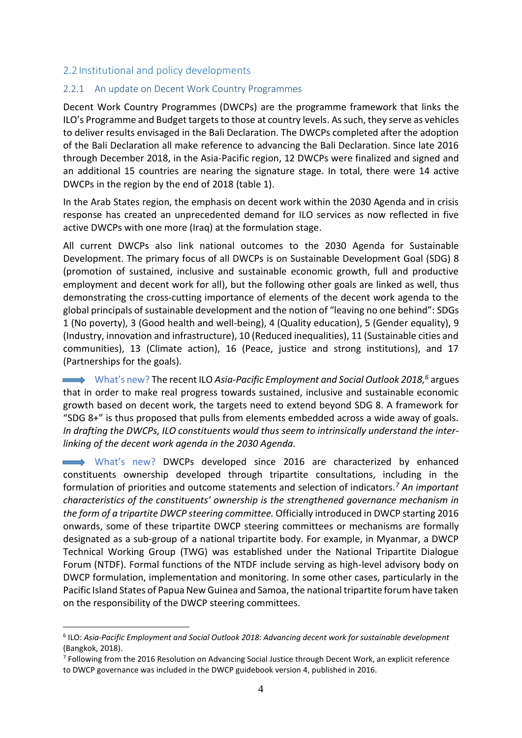## 2.2 Institutional and policy developments

### 2.2.1 An update on Decent Work Country Programmes

Decent Work Country Programmes (DWCPs) are the programme framework that links the ILO's Programme and Budget targets to those at country levels. As such, they serve as vehicles to deliver results envisaged in the Bali Declaration. The DWCPs completed after the adoption of the Bali Declaration all make reference to advancing the Bali Declaration. Since late 2016 through December 2018, in the Asia-Pacific region, 12 DWCPs were finalized and signed and an additional 15 countries are nearing the signature stage. In total, there were 14 active DWCPs in the region by the end of 2018 (table 1).

In the Arab States region, the emphasis on decent work within the 2030 Agenda and in crisis response has created an unprecedented demand for ILO services as now reflected in five active DWCPs with one more (Iraq) at the formulation stage.

All current DWCPs also link national outcomes to the 2030 Agenda for Sustainable Development. The primary focus of all DWCPs is on Sustainable Development Goal (SDG) 8 (promotion of sustained, inclusive and sustainable economic growth, full and productive employment and decent work for all), but the following other goals are linked as well, thus demonstrating the cross-cutting importance of elements of the decent work agenda to the global principals of sustainable development and the notion of "leaving no one behind": SDGs 1 (No poverty), 3 (Good health and well-being), 4 (Quality education), 5 (Gender equality), 9 (Industry, innovation and infrastructure), 10 (Reduced inequalities), 11 (Sustainable cities and communities), 13 (Climate action), 16 (Peace, justice and strong institutions), and 17 (Partnerships for the goals).

➡ What's new? The recent ILO *Asia-Pacific Employment and Social Outlook 2018,*[6] argues that in order to make real progress towards sustained, inclusive and sustainable economic growth based on decent work, the targets need to extend beyond SDG 8. A framework for "SDG 8+" is thus proposed that pulls from elements embedded across a wide away of goals. *In drafting the DWCPs, ILO constituents would thus seem to intrinsically understand the inter-linking of the decent work agenda in the 2030 Agenda.*

➡ What's new? DWCPs developed since 2016 are characterized by enhanced constituents ownership developed through tripartite consultations, including in the formulation of priorities and outcome statements and selection of indicators.[7] *An important characteristics of the constituents' ownership is the strengthened governance mechanism in the form of a tripartite DWCP steering committee.* Officially introduced in DWCP starting 2016 onwards, some of these tripartite DWCP steering committees or mechanisms are formally designated as a sub-group of a national tripartite body. For example, in Myanmar, a DWCP Technical Working Group (TWG) was established under the National Tripartite Dialogue Forum (NTDF). Formal functions of the NTDF include serving as high-level advisory body on DWCP formulation, implementation and monitoring. In some other cases, particularly in the Pacific Island States of Papua New Guinea and Samoa, the national tripartite forum have taken on the responsibility of the DWCP steering committees.

---

[6] ILO: *Asia-Pacific Employment and Social Outlook 2018: Advancing decent work for sustainable development* (Bangkok, 2018).

[7] Following from the 2016 Resolution on Advancing Social Justice through Decent Work, an explicit reference to DWCP governance was included in the DWCP guidebook version 4, published in 2016.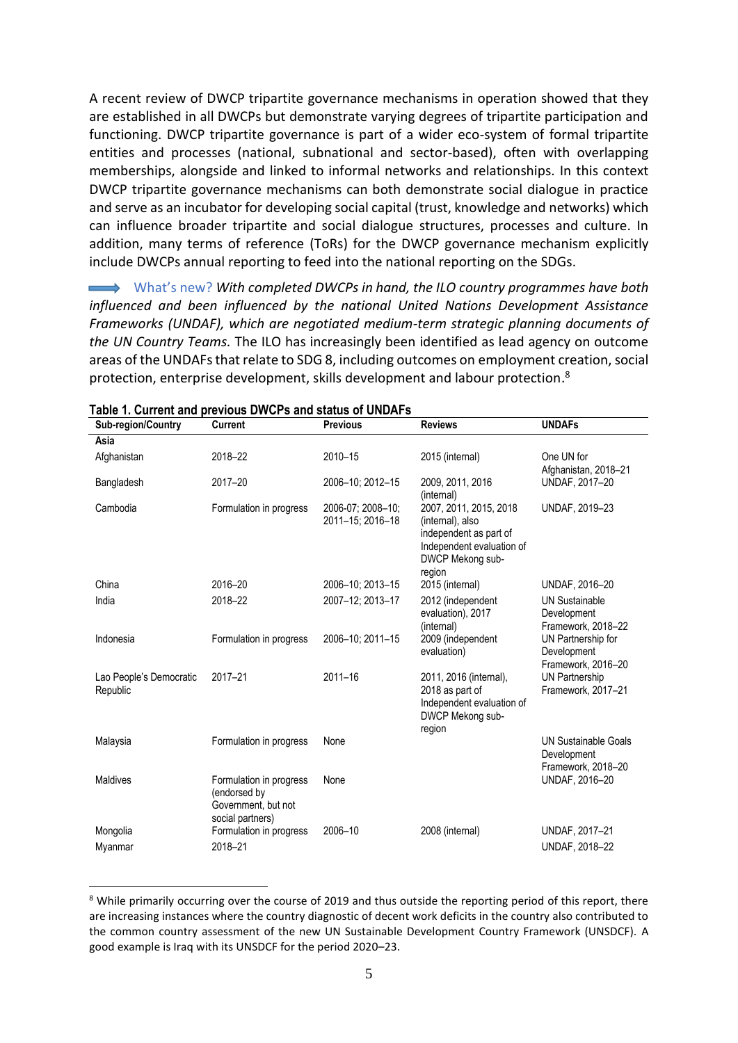A recent review of DWCP tripartite governance mechanisms in operation showed that they are established in all DWCPs but demonstrate varying degrees of tripartite participation and functioning. DWCP tripartite governance is part of a wider eco-system of formal tripartite entities and processes (national, subnational and sector-based), often with overlapping memberships, alongside and linked to informal networks and relationships. In this context DWCP tripartite governance mechanisms can both demonstrate social dialogue in practice and serve as an incubator for developing social capital (trust, knowledge and networks) which can influence broader tripartite and social dialogue structures, processes and culture. In addition, many terms of reference (ToRs) for the DWCP governance mechanism explicitly include DWCPs annual reporting to feed into the national reporting on the SDGs.

➡ What's new? *With completed DWCPs in hand, the ILO country programmes have both influenced and been influenced by the national United Nations Development Assistance Frameworks (UNDAF), which are negotiated medium-term strategic planning documents of the UN Country Teams.* The ILO has increasingly been identified as lead agency on outcome areas of the UNDAFs that relate to SDG 8, including outcomes on employment creation, social protection, enterprise development, skills development and labour protection.[8]

**Table 1. Current and previous DWCPs and status of UNDAFs**

| Sub-region/Country | Current | Previous | Reviews | UNDAFs |
|---|---|---|---|---|
| **Asia** | | | | |
| Afghanistan | 2018–22 | 2010–15 | 2015 (internal) | One UN for Afghanistan, 2018–21 |
| Bangladesh | 2017–20 | 2006–10; 2012–15 | 2009, 2011, 2016 (internal) | UNDAF, 2017–20 |
| Cambodia | Formulation in progress | 2006-07; 2008–10; 2011–15; 2016–18 | 2007, 2011, 2015, 2018 (internal), also independent as part of Independent evaluation of DWCP Mekong sub-region | UNDAF, 2019–23 |
| China | 2016–20 | 2006–10; 2013–15 | 2015 (internal) | UNDAF, 2016–20 |
| India | 2018–22 | 2007–12; 2013–17 | 2012 (independent evaluation), 2017 (internal) | UN Sustainable Development Framework, 2018–22 |
| Indonesia | Formulation in progress | 2006–10; 2011–15 | 2009 (independent evaluation) | UN Partnership for Development Framework, 2016–20 |
| Lao People's Democratic Republic | 2017–21 | 2011–16 | 2011, 2016 (internal), 2018 as part of Independent evaluation of DWCP Mekong sub-region | UN Partnership Framework, 2017–21 |
| Malaysia | Formulation in progress | None | | UN Sustainable Goals Development Framework, 2018–20 |
| Maldives | Formulation in progress (endorsed by Government, but not social partners) | None | | UNDAF, 2016–20 |
| Mongolia | Formulation in progress | 2006–10 | 2008 (internal) | UNDAF, 2017–21 |
| Myanmar | 2018–21 | | | UNDAF, 2018–22 |

[8] While primarily occurring over the course of 2019 and thus outside the reporting period of this report, there are increasing instances where the country diagnostic of decent work deficits in the country also contributed to the common country assessment of the new UN Sustainable Development Country Framework (UNSDCF). A good example is Iraq with its UNSDCF for the period 2020–23.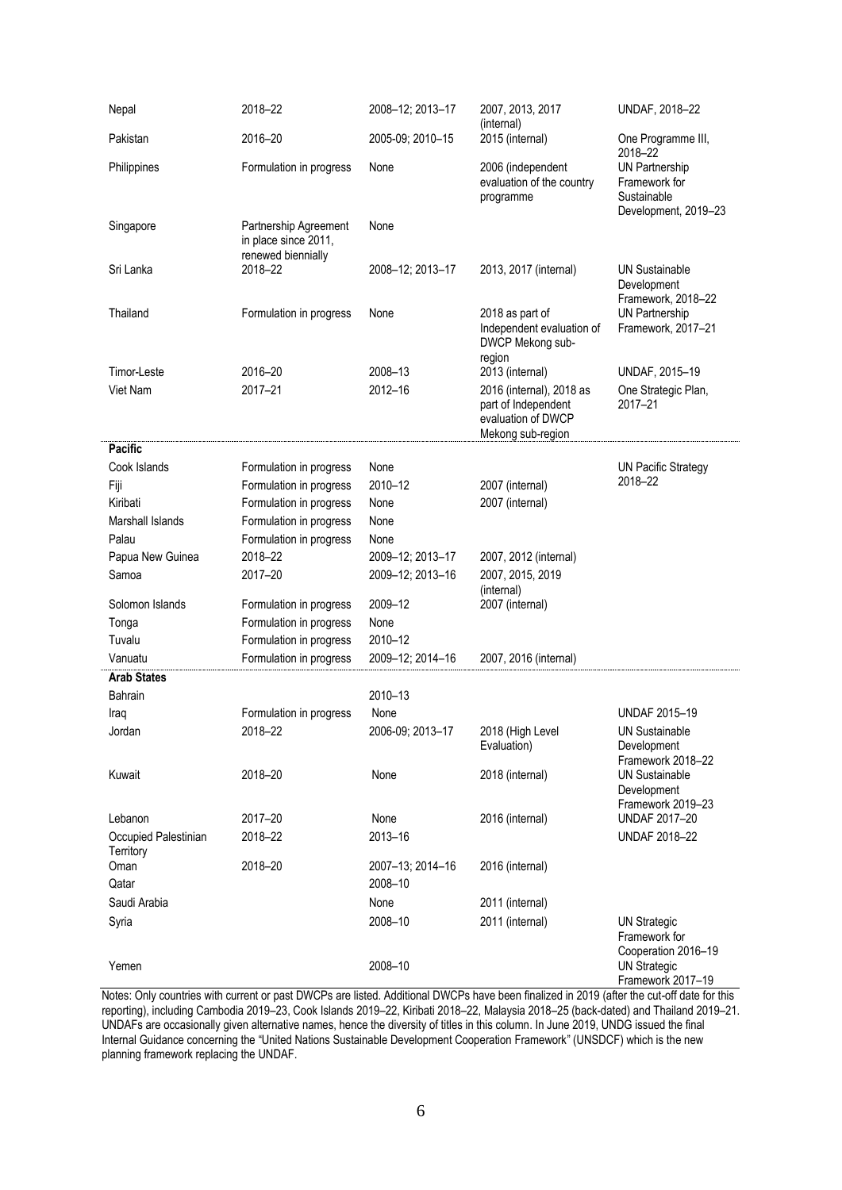| | | | | |
|---|---|---|---|---|
| Nepal | 2018–22 | 2008–12; 2013–17 | 2007, 2013, 2017 (internal) | UNDAF, 2018–22 |
| Pakistan | 2016–20 | 2005-09; 2010–15 | 2015 (internal) | One Programme III, 2018–22 |
| Philippines | Formulation in progress | None | 2006 (independent evaluation of the country programme | UN Partnership Framework for Sustainable Development, 2019–23 |
| Singapore | Partnership Agreement in place since 2011, renewed biennially | None | | |
| Sri Lanka | 2018–22 | 2008–12; 2013–17 | 2013, 2017 (internal) | UN Sustainable Development Framework, 2018–22 |
| Thailand | Formulation in progress | None | 2018 as part of Independent evaluation of DWCP Mekong sub-region | UN Partnership Framework, 2017–21 |
| Timor-Leste | 2016–20 | 2008–13 | 2013 (internal) | UNDAF, 2015–19 |
| Viet Nam | 2017–21 | 2012–16 | 2016 (internal), 2018 as part of Independent evaluation of DWCP Mekong sub-region | One Strategic Plan, 2017–21 |
| **Pacific** | | | | |
| Cook Islands | Formulation in progress | None | | UN Pacific Strategy 2018–22 |
| Fiji | Formulation in progress | 2010–12 | 2007 (internal) | |
| Kiribati | Formulation in progress | None | 2007 (internal) | |
| Marshall Islands | Formulation in progress | None | | |
| Palau | Formulation in progress | None | | |
| Papua New Guinea | 2018–22 | 2009–12; 2013–17 | 2007, 2012 (internal) | |
| Samoa | 2017–20 | 2009–12; 2013–16 | 2007, 2015, 2019 (internal) | |
| Solomon Islands | Formulation in progress | 2009–12 | 2007 (internal) | |
| Tonga | Formulation in progress | None | | |
| Tuvalu | Formulation in progress | 2010–12 | | |
| Vanuatu | Formulation in progress | 2009–12; 2014–16 | 2007, 2016 (internal) | |
| **Arab States** | | | | |
| Bahrain | | 2010–13 | | |
| Iraq | Formulation in progress | None | | UNDAF 2015–19 |
| Jordan | 2018–22 | 2006-09; 2013–17 | 2018 (High Level Evaluation) | UN Sustainable Development Framework 2018–22 |
| Kuwait | 2018–20 | None | 2018 (internal) | UN Sustainable Development Framework 2019–23 |
| Lebanon | 2017–20 | None | 2016 (internal) | UNDAF 2017–20 |
| Occupied Palestinian Territory | 2018–22 | 2013–16 | | UNDAF 2018–22 |
| Oman | 2018–20 | 2007–13; 2014–16 | 2016 (internal) | |
| Qatar | | 2008–10 | | |
| Saudi Arabia | | None | 2011 (internal) | |
| Syria | | 2008–10 | 2011 (internal) | UN Strategic Framework for Cooperation 2016–19 |
| Yemen | | 2008–10 | | UN Strategic Framework 2017–19 |

Notes: Only countries with current or past DWCPs are listed. Additional DWCPs have been finalized in 2019 (after the cut-off date for this reporting), including Cambodia 2019–23, Cook Islands 2019–22, Kiribati 2018–22, Malaysia 2018–25 (back-dated) and Thailand 2019–21. UNDAFs are occasionally given alternative names, hence the diversity of titles in this column. In June 2019, UNDG issued the final Internal Guidance concerning the "United Nations Sustainable Development Cooperation Framework" (UNSDCF) which is the new planning framework replacing the UNDAF.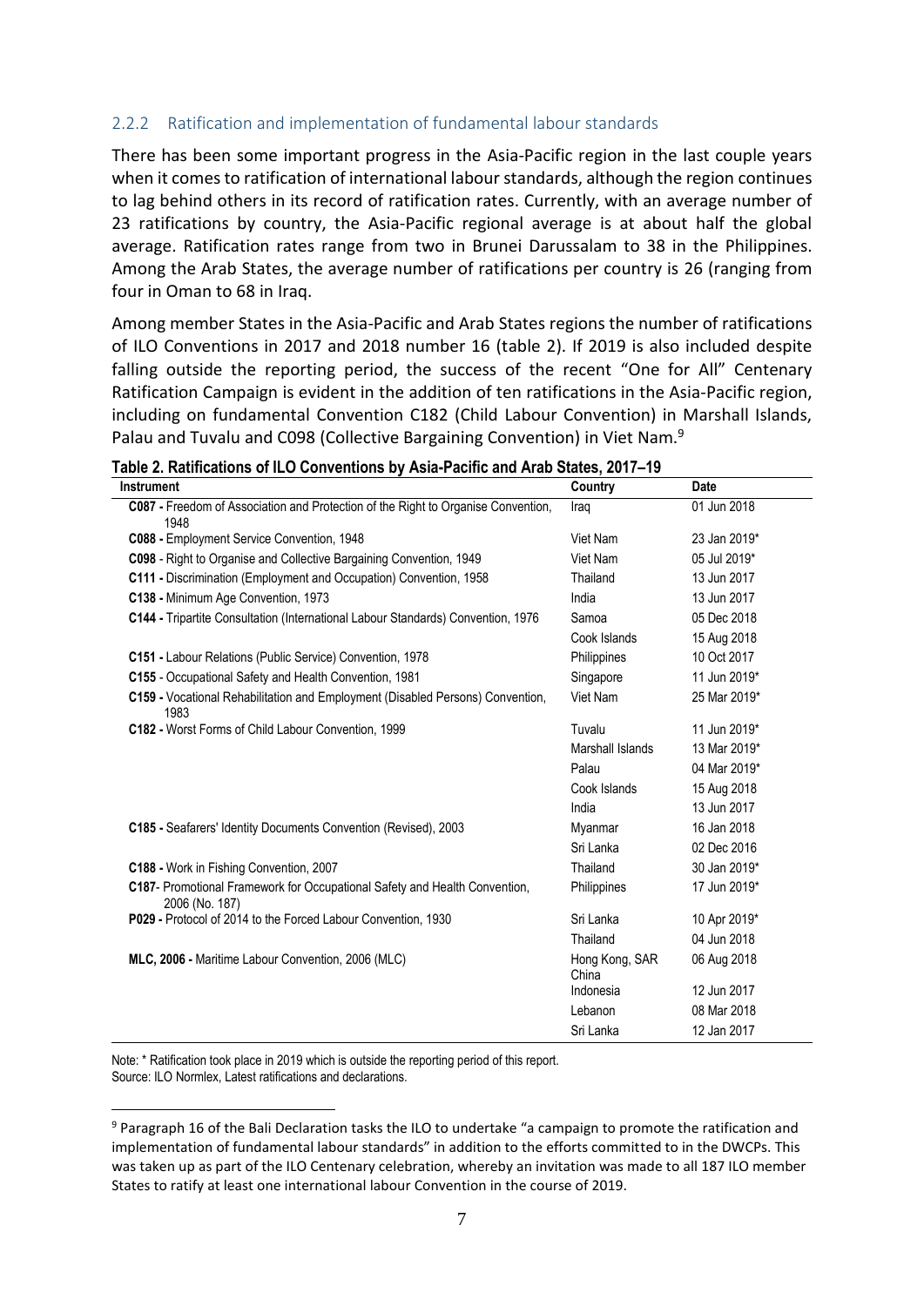### 2.2.2 Ratification and implementation of fundamental labour standards

There has been some important progress in the Asia-Pacific region in the last couple years when it comes to ratification of international labour standards, although the region continues to lag behind others in its record of ratification rates. Currently, with an average number of 23 ratifications by country, the Asia-Pacific regional average is at about half the global average. Ratification rates range from two in Brunei Darussalam to 38 in the Philippines. Among the Arab States, the average number of ratifications per country is 26 (ranging from four in Oman to 68 in Iraq.

Among member States in the Asia-Pacific and Arab States regions the number of ratifications of ILO Conventions in 2017 and 2018 number 16 (table 2). If 2019 is also included despite falling outside the reporting period, the success of the recent "One for All" Centenary Ratification Campaign is evident in the addition of ten ratifications in the Asia-Pacific region, including on fundamental Convention C182 (Child Labour Convention) in Marshall Islands, Palau and Tuvalu and C098 (Collective Bargaining Convention) in Viet Nam.[9]

**Table 2. Ratifications of ILO Conventions by Asia-Pacific and Arab States, 2017–19**

| Instrument | Country | Date |
|---|---|---|
| **C087 -** Freedom of Association and Protection of the Right to Organise Convention, 1948 | Iraq | 01 Jun 2018 |
| **C088 -** Employment Service Convention, 1948 | Viet Nam | 23 Jan 2019* |
| **C098** - Right to Organise and Collective Bargaining Convention, 1949 | Viet Nam | 05 Jul 2019* |
| **C111 -** Discrimination (Employment and Occupation) Convention, 1958 | Thailand | 13 Jun 2017 |
| **C138 -** Minimum Age Convention, 1973 | India | 13 Jun 2017 |
| **C144 -** Tripartite Consultation (International Labour Standards) Convention, 1976 | Samoa | 05 Dec 2018 |
| | Cook Islands | 15 Aug 2018 |
| **C151 -** Labour Relations (Public Service) Convention, 1978 | Philippines | 10 Oct 2017 |
| **C155** - Occupational Safety and Health Convention, 1981 | Singapore | 11 Jun 2019* |
| **C159 -** Vocational Rehabilitation and Employment (Disabled Persons) Convention, 1983 | Viet Nam | 25 Mar 2019* |
| **C182 -** Worst Forms of Child Labour Convention, 1999 | Tuvalu | 11 Jun 2019* |
| | Marshall Islands | 13 Mar 2019* |
| | Palau | 04 Mar 2019* |
| | Cook Islands | 15 Aug 2018 |
| | India | 13 Jun 2017 |
| **C185 -** Seafarers' Identity Documents Convention (Revised), 2003 | Myanmar | 16 Jan 2018 |
| | Sri Lanka | 02 Dec 2016 |
| **C188 -** Work in Fishing Convention, 2007 | Thailand | 30 Jan 2019* |
| **C187**- Promotional Framework for Occupational Safety and Health Convention, 2006 (No. 187) | Philippines | 17 Jun 2019* |
| **P029 -** Protocol of 2014 to the Forced Labour Convention, 1930 | Sri Lanka | 10 Apr 2019* |
| | Thailand | 04 Jun 2018 |
| **MLC, 2006 -** Maritime Labour Convention, 2006 (MLC) | Hong Kong, SAR China | 06 Aug 2018 |
| | Indonesia | 12 Jun 2017 |
| | Lebanon | 08 Mar 2018 |
| | Sri Lanka | 12 Jan 2017 |

Note: * Ratification took place in 2019 which is outside the reporting period of this report.
Source: ILO Normlex, Latest ratifications and declarations.

[9] Paragraph 16 of the Bali Declaration tasks the ILO to undertake "a campaign to promote the ratification and implementation of fundamental labour standards" in addition to the efforts committed to in the DWCPs. This was taken up as part of the ILO Centenary celebration, whereby an invitation was made to all 187 ILO member States to ratify at least one international labour Convention in the course of 2019.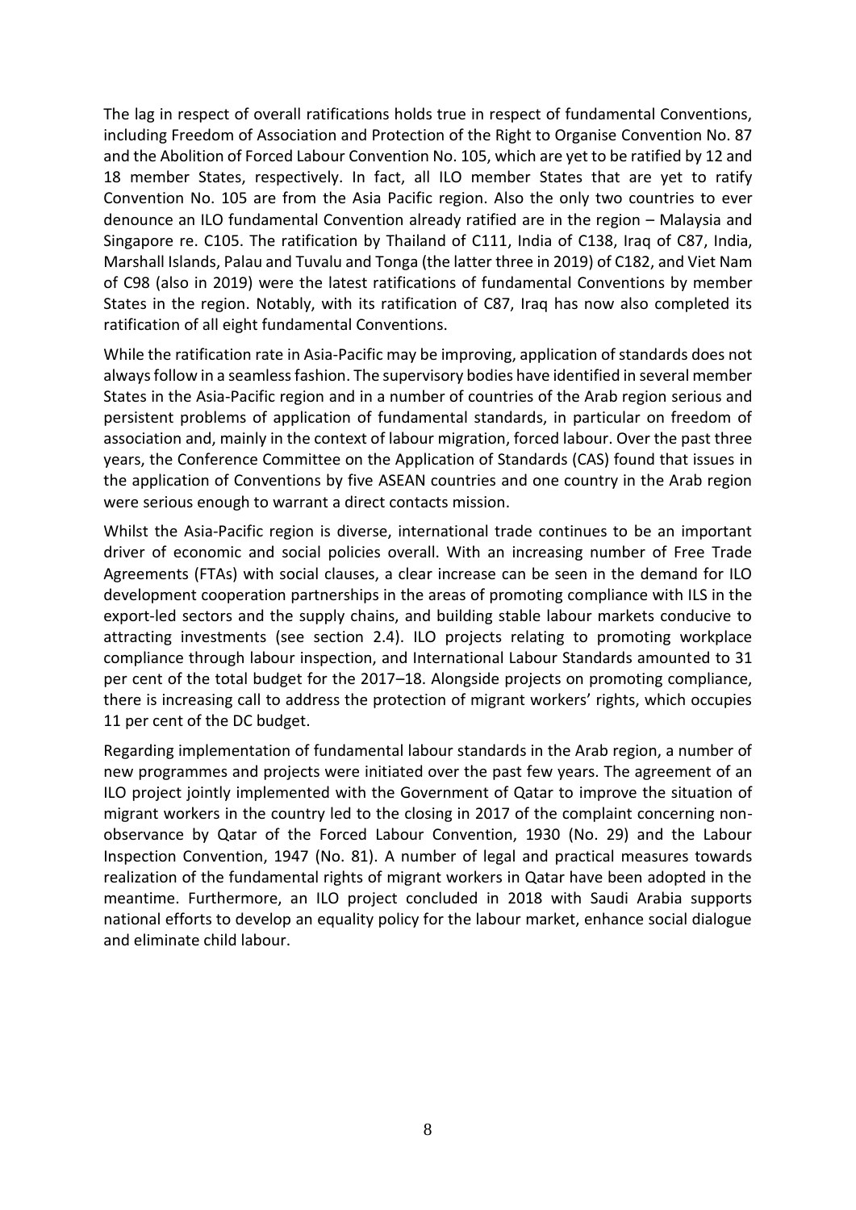The lag in respect of overall ratifications holds true in respect of fundamental Conventions, including Freedom of Association and Protection of the Right to Organise Convention No. 87 and the Abolition of Forced Labour Convention No. 105, which are yet to be ratified by 12 and 18 member States, respectively. In fact, all ILO member States that are yet to ratify Convention No. 105 are from the Asia Pacific region. Also the only two countries to ever denounce an ILO fundamental Convention already ratified are in the region – Malaysia and Singapore re. C105. The ratification by Thailand of C111, India of C138, Iraq of C87, India, Marshall Islands, Palau and Tuvalu and Tonga (the latter three in 2019) of C182, and Viet Nam of C98 (also in 2019) were the latest ratifications of fundamental Conventions by member States in the region. Notably, with its ratification of C87, Iraq has now also completed its ratification of all eight fundamental Conventions.

While the ratification rate in Asia-Pacific may be improving, application of standards does not always follow in a seamless fashion. The supervisory bodies have identified in several member States in the Asia-Pacific region and in a number of countries of the Arab region serious and persistent problems of application of fundamental standards, in particular on freedom of association and, mainly in the context of labour migration, forced labour. Over the past three years, the Conference Committee on the Application of Standards (CAS) found that issues in the application of Conventions by five ASEAN countries and one country in the Arab region were serious enough to warrant a direct contacts mission.

Whilst the Asia-Pacific region is diverse, international trade continues to be an important driver of economic and social policies overall. With an increasing number of Free Trade Agreements (FTAs) with social clauses, a clear increase can be seen in the demand for ILO development cooperation partnerships in the areas of promoting compliance with ILS in the export-led sectors and the supply chains, and building stable labour markets conducive to attracting investments (see section 2.4). ILO projects relating to promoting workplace compliance through labour inspection, and International Labour Standards amounted to 31 per cent of the total budget for the 2017–18. Alongside projects on promoting compliance, there is increasing call to address the protection of migrant workers' rights, which occupies 11 per cent of the DC budget.

Regarding implementation of fundamental labour standards in the Arab region, a number of new programmes and projects were initiated over the past few years. The agreement of an ILO project jointly implemented with the Government of Qatar to improve the situation of migrant workers in the country led to the closing in 2017 of the complaint concerning non-observance by Qatar of the Forced Labour Convention, 1930 (No. 29) and the Labour Inspection Convention, 1947 (No. 81). A number of legal and practical measures towards realization of the fundamental rights of migrant workers in Qatar have been adopted in the meantime. Furthermore, an ILO project concluded in 2018 with Saudi Arabia supports national efforts to develop an equality policy for the labour market, enhance social dialogue and eliminate child labour.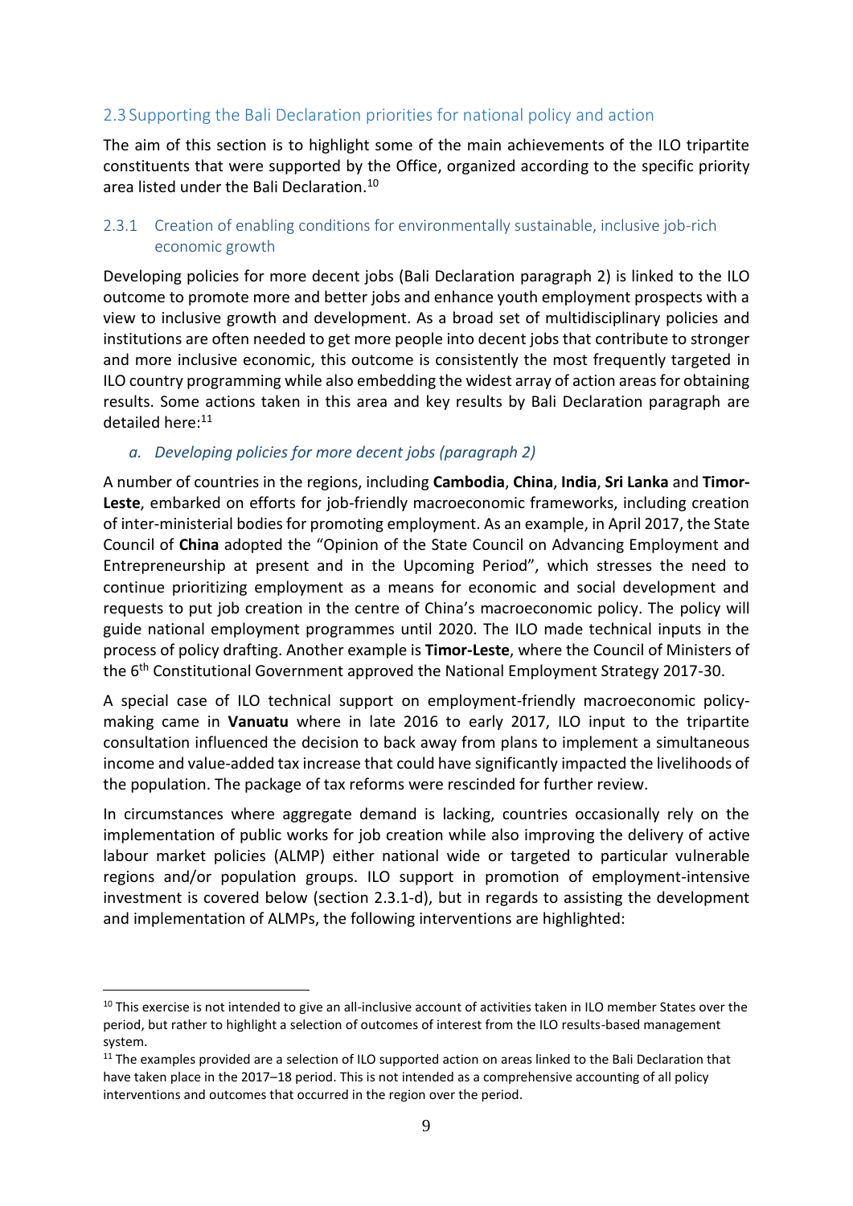## 2.3 Supporting the Bali Declaration priorities for national policy and action

The aim of this section is to highlight some of the main achievements of the ILO tripartite constituents that were supported by the Office, organized according to the specific priority area listed under the Bali Declaration.[10]

### 2.3.1 Creation of enabling conditions for environmentally sustainable, inclusive job-rich economic growth

Developing policies for more decent jobs (Bali Declaration paragraph 2) is linked to the ILO outcome to promote more and better jobs and enhance youth employment prospects with a view to inclusive growth and development. As a broad set of multidisciplinary policies and institutions are often needed to get more people into decent jobs that contribute to stronger and more inclusive economic, this outcome is consistently the most frequently targeted in ILO country programming while also embedding the widest array of action areas for obtaining results. Some actions taken in this area and key results by Bali Declaration paragraph are detailed here:[11]

#### *a. Developing policies for more decent jobs (paragraph 2)*

A number of countries in the regions, including **Cambodia**, **China**, **India**, **Sri Lanka** and **Timor-Leste**, embarked on efforts for job-friendly macroeconomic frameworks, including creation of inter-ministerial bodies for promoting employment. As an example, in April 2017, the State Council of **China** adopted the "Opinion of the State Council on Advancing Employment and Entrepreneurship at present and in the Upcoming Period", which stresses the need to continue prioritizing employment as a means for economic and social development and requests to put job creation in the centre of China's macroeconomic policy. The policy will guide national employment programmes until 2020. The ILO made technical inputs in the process of policy drafting. Another example is **Timor-Leste**, where the Council of Ministers of the 6th Constitutional Government approved the National Employment Strategy 2017-30.

A special case of ILO technical support on employment-friendly macroeconomic policy-making came in **Vanuatu** where in late 2016 to early 2017, ILO input to the tripartite consultation influenced the decision to back away from plans to implement a simultaneous income and value-added tax increase that could have significantly impacted the livelihoods of the population. The package of tax reforms were rescinded for further review.

In circumstances where aggregate demand is lacking, countries occasionally rely on the implementation of public works for job creation while also improving the delivery of active labour market policies (ALMP) either national wide or targeted to particular vulnerable regions and/or population groups. ILO support in promotion of employment-intensive investment is covered below (section 2.3.1-d), but in regards to assisting the development and implementation of ALMPs, the following interventions are highlighted:

---

[10] This exercise is not intended to give an all-inclusive account of activities taken in ILO member States over the period, but rather to highlight a selection of outcomes of interest from the ILO results-based management system.

[11] The examples provided are a selection of ILO supported action on areas linked to the Bali Declaration that have taken place in the 2017–18 period. This is not intended as a comprehensive accounting of all policy interventions and outcomes that occurred in the region over the period.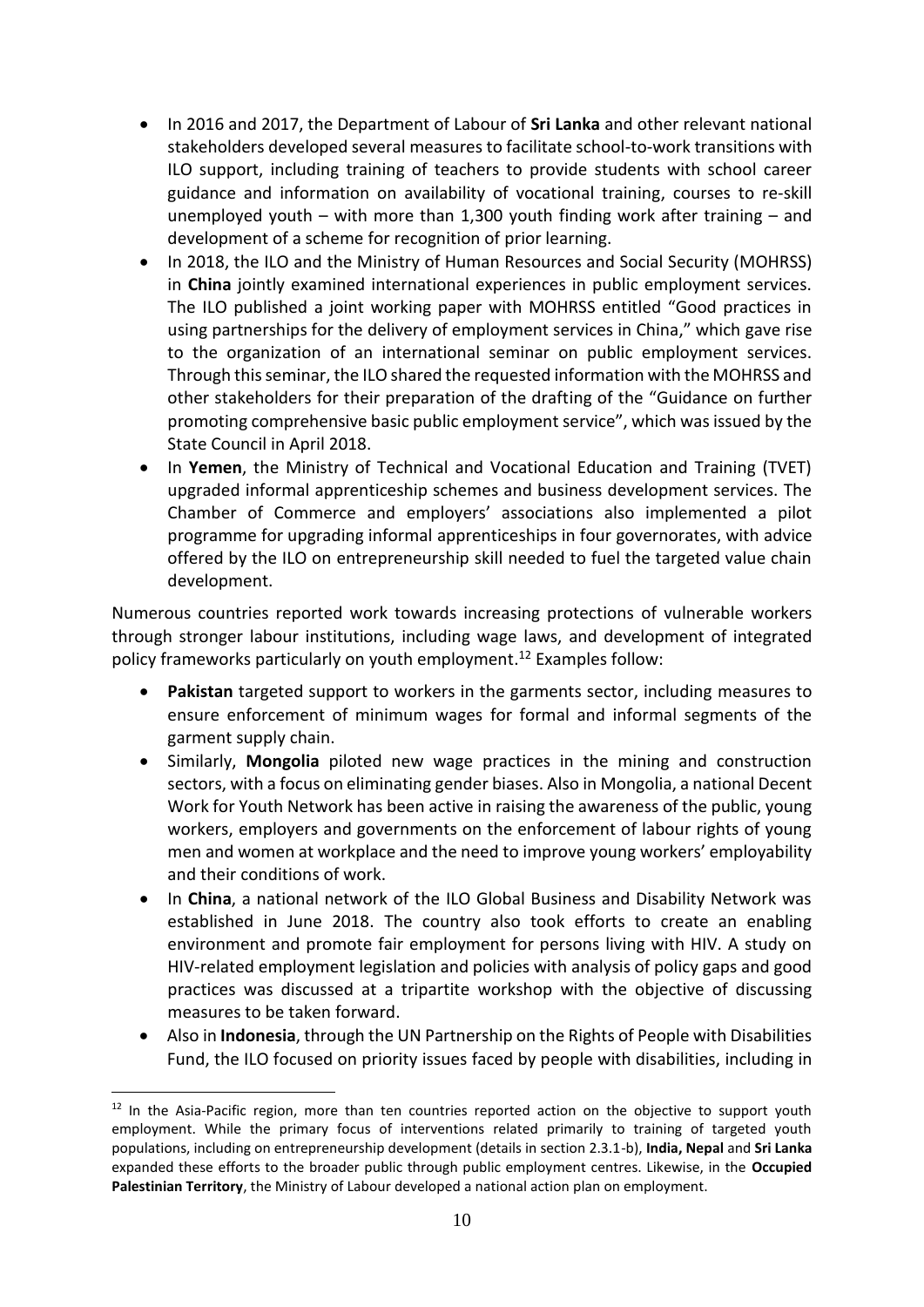- In 2016 and 2017, the Department of Labour of **Sri Lanka** and other relevant national stakeholders developed several measures to facilitate school-to-work transitions with ILO support, including training of teachers to provide students with school career guidance and information on availability of vocational training, courses to re-skill unemployed youth – with more than 1,300 youth finding work after training – and development of a scheme for recognition of prior learning.
- In 2018, the ILO and the Ministry of Human Resources and Social Security (MOHRSS) in **China** jointly examined international experiences in public employment services. The ILO published a joint working paper with MOHRSS entitled "Good practices in using partnerships for the delivery of employment services in China," which gave rise to the organization of an international seminar on public employment services. Through this seminar, the ILO shared the requested information with the MOHRSS and other stakeholders for their preparation of the drafting of the "Guidance on further promoting comprehensive basic public employment service", which was issued by the State Council in April 2018.
- In **Yemen**, the Ministry of Technical and Vocational Education and Training (TVET) upgraded informal apprenticeship schemes and business development services. The Chamber of Commerce and employers' associations also implemented a pilot programme for upgrading informal apprenticeships in four governorates, with advice offered by the ILO on entrepreneurship skill needed to fuel the targeted value chain development.

Numerous countries reported work towards increasing protections of vulnerable workers through stronger labour institutions, including wage laws, and development of integrated policy frameworks particularly on youth employment.[12] Examples follow:

- **Pakistan** targeted support to workers in the garments sector, including measures to ensure enforcement of minimum wages for formal and informal segments of the garment supply chain.
- Similarly, **Mongolia** piloted new wage practices in the mining and construction sectors, with a focus on eliminating gender biases. Also in Mongolia, a national Decent Work for Youth Network has been active in raising the awareness of the public, young workers, employers and governments on the enforcement of labour rights of young men and women at workplace and the need to improve young workers' employability and their conditions of work.
- In **China**, a national network of the ILO Global Business and Disability Network was established in June 2018. The country also took efforts to create an enabling environment and promote fair employment for persons living with HIV. A study on HIV-related employment legislation and policies with analysis of policy gaps and good practices was discussed at a tripartite workshop with the objective of discussing measures to be taken forward.
- Also in **Indonesia**, through the UN Partnership on the Rights of People with Disabilities Fund, the ILO focused on priority issues faced by people with disabilities, including in

[12] In the Asia-Pacific region, more than ten countries reported action on the objective to support youth employment. While the primary focus of interventions related primarily to training of targeted youth populations, including on entrepreneurship development (details in section 2.3.1-b), **India, Nepal** and **Sri Lanka** expanded these efforts to the broader public through public employment centres. Likewise, in the **Occupied Palestinian Territory**, the Ministry of Labour developed a national action plan on employment.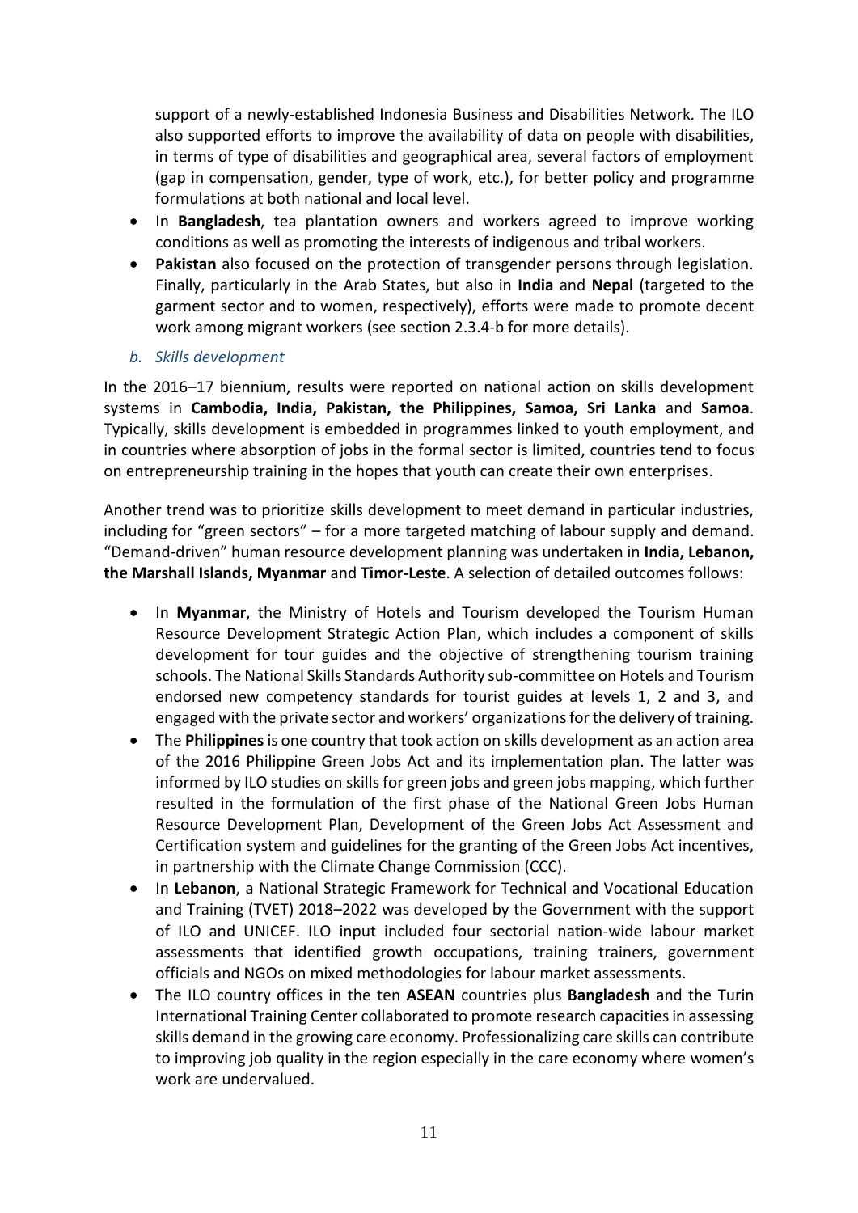support of a newly-established Indonesia Business and Disabilities Network. The ILO also supported efforts to improve the availability of data on people with disabilities, in terms of type of disabilities and geographical area, several factors of employment (gap in compensation, gender, type of work, etc.), for better policy and programme formulations at both national and local level.

- In **Bangladesh**, tea plantation owners and workers agreed to improve working conditions as well as promoting the interests of indigenous and tribal workers.
- **Pakistan** also focused on the protection of transgender persons through legislation. Finally, particularly in the Arab States, but also in **India** and **Nepal** (targeted to the garment sector and to women, respectively), efforts were made to promote decent work among migrant workers (see section 2.3.4-b for more details).

*b. Skills development*

In the 2016–17 biennium, results were reported on national action on skills development systems in **Cambodia, India, Pakistan, the Philippines, Samoa, Sri Lanka** and **Samoa**. Typically, skills development is embedded in programmes linked to youth employment, and in countries where absorption of jobs in the formal sector is limited, countries tend to focus on entrepreneurship training in the hopes that youth can create their own enterprises.

Another trend was to prioritize skills development to meet demand in particular industries, including for "green sectors" – for a more targeted matching of labour supply and demand. "Demand-driven" human resource development planning was undertaken in **India, Lebanon, the Marshall Islands, Myanmar** and **Timor-Leste**. A selection of detailed outcomes follows:

- In **Myanmar**, the Ministry of Hotels and Tourism developed the Tourism Human Resource Development Strategic Action Plan, which includes a component of skills development for tour guides and the objective of strengthening tourism training schools. The National Skills Standards Authority sub-committee on Hotels and Tourism endorsed new competency standards for tourist guides at levels 1, 2 and 3, and engaged with the private sector and workers' organizations for the delivery of training.
- The **Philippines** is one country that took action on skills development as an action area of the 2016 Philippine Green Jobs Act and its implementation plan. The latter was informed by ILO studies on skills for green jobs and green jobs mapping, which further resulted in the formulation of the first phase of the National Green Jobs Human Resource Development Plan, Development of the Green Jobs Act Assessment and Certification system and guidelines for the granting of the Green Jobs Act incentives, in partnership with the Climate Change Commission (CCC).
- In **Lebanon**, a National Strategic Framework for Technical and Vocational Education and Training (TVET) 2018–2022 was developed by the Government with the support of ILO and UNICEF. ILO input included four sectorial nation-wide labour market assessments that identified growth occupations, training trainers, government officials and NGOs on mixed methodologies for labour market assessments.
- The ILO country offices in the ten **ASEAN** countries plus **Bangladesh** and the Turin International Training Center collaborated to promote research capacities in assessing skills demand in the growing care economy. Professionalizing care skills can contribute to improving job quality in the region especially in the care economy where women's work are undervalued.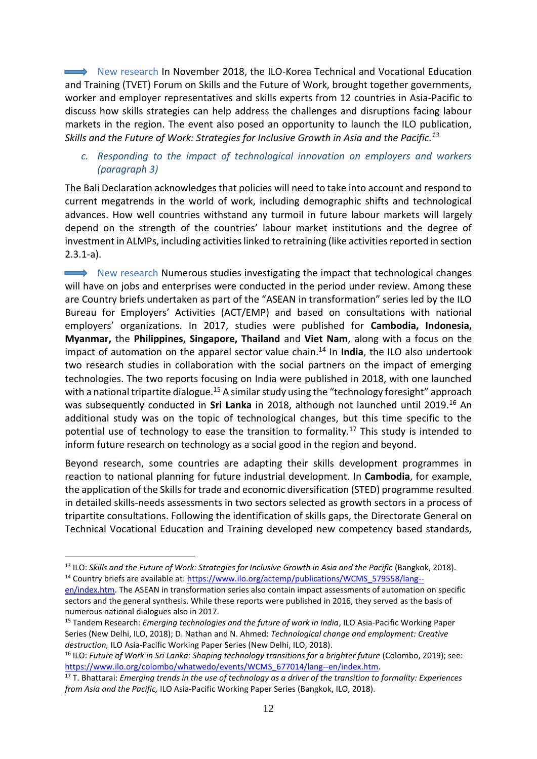➡ New research In November 2018, the ILO-Korea Technical and Vocational Education and Training (TVET) Forum on Skills and the Future of Work, brought together governments, worker and employer representatives and skills experts from 12 countries in Asia-Pacific to discuss how skills strategies can help address the challenges and disruptions facing labour markets in the region. The event also posed an opportunity to launch the ILO publication, *Skills and the Future of Work: Strategies for Inclusive Growth in Asia and the Pacific.*[13]

### *c. Responding to the impact of technological innovation on employers and workers (paragraph 3)*

The Bali Declaration acknowledges that policies will need to take into account and respond to current megatrends in the world of work, including demographic shifts and technological advances. How well countries withstand any turmoil in future labour markets will largely depend on the strength of the countries' labour market institutions and the degree of investment in ALMPs, including activities linked to retraining (like activities reported in section 2.3.1-a).

➡ New research Numerous studies investigating the impact that technological changes will have on jobs and enterprises were conducted in the period under review. Among these are Country briefs undertaken as part of the "ASEAN in transformation" series led by the ILO Bureau for Employers' Activities (ACT/EMP) and based on consultations with national employers' organizations. In 2017, studies were published for **Cambodia, Indonesia, Myanmar,** the **Philippines, Singapore, Thailand** and **Viet Nam**, along with a focus on the impact of automation on the apparel sector value chain.[14] In **India**, the ILO also undertook two research studies in collaboration with the social partners on the impact of emerging technologies. The two reports focusing on India were published in 2018, with one launched with a national tripartite dialogue.[15] A similar study using the "technology foresight" approach was subsequently conducted in **Sri Lanka** in 2018, although not launched until 2019.[16] An additional study was on the topic of technological changes, but this time specific to the potential use of technology to ease the transition to formality.[17] This study is intended to inform future research on technology as a social good in the region and beyond.

Beyond research, some countries are adapting their skills development programmes in reaction to national planning for future industrial development. In **Cambodia**, for example, the application of the Skills for trade and economic diversification (STED) programme resulted in detailed skills-needs assessments in two sectors selected as growth sectors in a process of tripartite consultations. Following the identification of skills gaps, the Directorate General on Technical Vocational Education and Training developed new competency based standards,

---

[13] ILO: *Skills and the Future of Work: Strategies for Inclusive Growth in Asia and the Pacific* (Bangkok, 2018).

[14] Country briefs are available at: https://www.ilo.org/actemp/publications/WCMS_579558/lang--en/index.htm. The ASEAN in transformation series also contain impact assessments of automation on specific sectors and the general synthesis. While these reports were published in 2016, they served as the basis of numerous national dialogues also in 2017.

[15] Tandem Research: *Emerging technologies and the future of work in India*, ILO Asia-Pacific Working Paper Series (New Delhi, ILO, 2018); D. Nathan and N. Ahmed: *Technological change and employment: Creative destruction,* ILO Asia-Pacific Working Paper Series (New Delhi, ILO, 2018).

[16] ILO: *Future of Work in Sri Lanka: Shaping technology transitions for a brighter future* (Colombo, 2019); see: https://www.ilo.org/colombo/whatwedo/events/WCMS_677014/lang--en/index.htm.

[17] T. Bhattarai: *Emerging trends in the use of technology as a driver of the transition to formality: Experiences from Asia and the Pacific,* ILO Asia-Pacific Working Paper Series (Bangkok, ILO, 2018).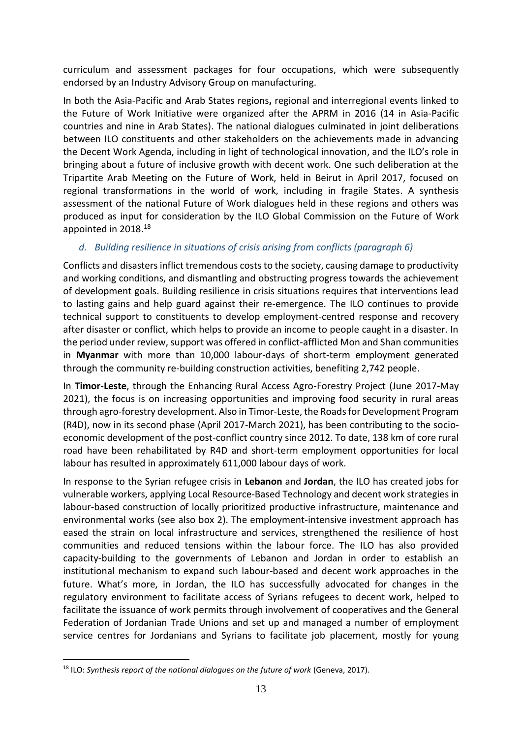curriculum and assessment packages for four occupations, which were subsequently endorsed by an Industry Advisory Group on manufacturing.

In both the Asia-Pacific and Arab States regions**,** regional and interregional events linked to the Future of Work Initiative were organized after the APRM in 2016 (14 in Asia-Pacific countries and nine in Arab States). The national dialogues culminated in joint deliberations between ILO constituents and other stakeholders on the achievements made in advancing the Decent Work Agenda, including in light of technological innovation, and the ILO's role in bringing about a future of inclusive growth with decent work. One such deliberation at the Tripartite Arab Meeting on the Future of Work, held in Beirut in April 2017, focused on regional transformations in the world of work, including in fragile States. A synthesis assessment of the national Future of Work dialogues held in these regions and others was produced as input for consideration by the ILO Global Commission on the Future of Work appointed in 2018.[18]

### *d. Building resilience in situations of crisis arising from conflicts (paragraph 6)*

Conflicts and disasters inflict tremendous costs to the society, causing damage to productivity and working conditions, and dismantling and obstructing progress towards the achievement of development goals. Building resilience in crisis situations requires that interventions lead to lasting gains and help guard against their re-emergence. The ILO continues to provide technical support to constituents to develop employment-centred response and recovery after disaster or conflict, which helps to provide an income to people caught in a disaster. In the period under review, support was offered in conflict-afflicted Mon and Shan communities in **Myanmar** with more than 10,000 labour-days of short-term employment generated through the community re-building construction activities, benefiting 2,742 people.

In **Timor-Leste**, through the Enhancing Rural Access Agro-Forestry Project (June 2017-May 2021), the focus is on increasing opportunities and improving food security in rural areas through agro-forestry development. Also in Timor-Leste, the Roads for Development Program (R4D), now in its second phase (April 2017-March 2021), has been contributing to the socio-economic development of the post-conflict country since 2012. To date, 138 km of core rural road have been rehabilitated by R4D and short-term employment opportunities for local labour has resulted in approximately 611,000 labour days of work.

In response to the Syrian refugee crisis in **Lebanon** and **Jordan**, the ILO has created jobs for vulnerable workers, applying Local Resource-Based Technology and decent work strategies in labour-based construction of locally prioritized productive infrastructure, maintenance and environmental works (see also box 2). The employment-intensive investment approach has eased the strain on local infrastructure and services, strengthened the resilience of host communities and reduced tensions within the labour force. The ILO has also provided capacity-building to the governments of Lebanon and Jordan in order to establish an institutional mechanism to expand such labour-based and decent work approaches in the future. What's more, in Jordan, the ILO has successfully advocated for changes in the regulatory environment to facilitate access of Syrians refugees to decent work, helped to facilitate the issuance of work permits through involvement of cooperatives and the General Federation of Jordanian Trade Unions and set up and managed a number of employment service centres for Jordanians and Syrians to facilitate job placement, mostly for young

[18] ILO: *Synthesis report of the national dialogues on the future of work* (Geneva, 2017).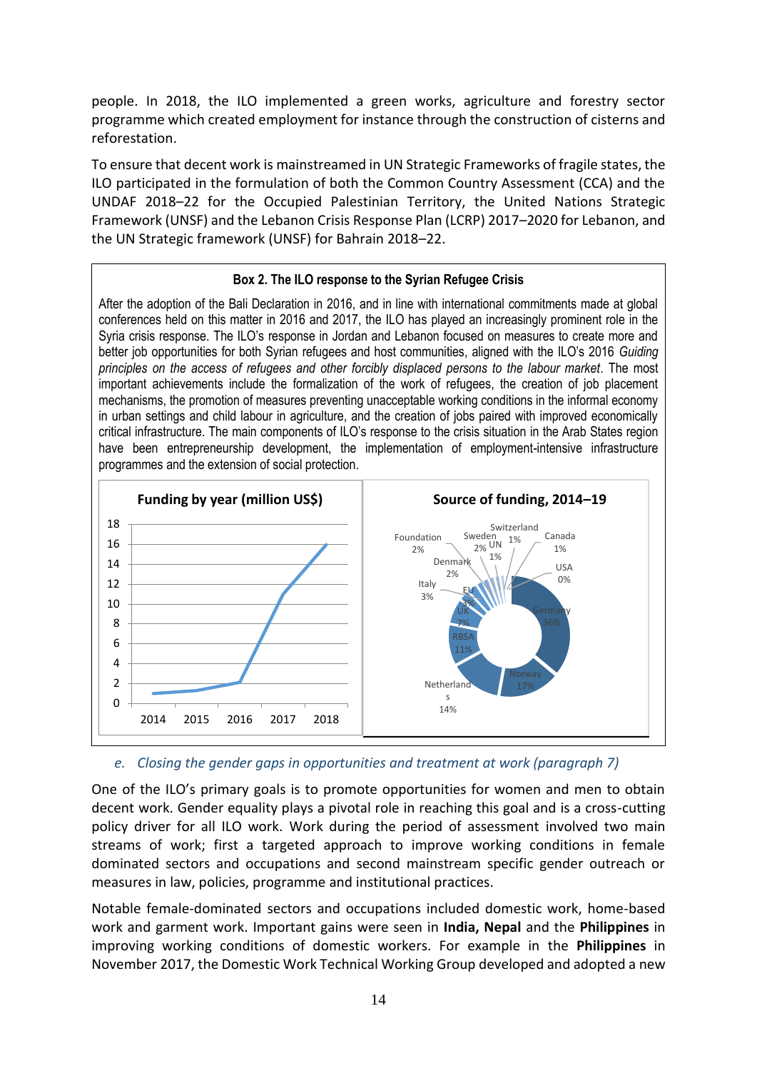people. In 2018, the ILO implemented a green works, agriculture and forestry sector programme which created employment for instance through the construction of cisterns and reforestation.

To ensure that decent work is mainstreamed in UN Strategic Frameworks of fragile states, the ILO participated in the formulation of both the Common Country Assessment (CCA) and the UNDAF 2018–22 for the Occupied Palestinian Territory, the United Nations Strategic Framework (UNSF) and the Lebanon Crisis Response Plan (LCRP) 2017–2020 for Lebanon, and the UN Strategic framework (UNSF) for Bahrain 2018–22.

**Box 2. The ILO response to the Syrian Refugee Crisis**

After the adoption of the Bali Declaration in 2016, and in line with international commitments made at global conferences held on this matter in 2016 and 2017, the ILO has played an increasingly prominent role in the Syria crisis response. The ILO's response in Jordan and Lebanon focused on measures to create more and better job opportunities for both Syrian refugees and host communities, aligned with the ILO's 2016 *Guiding principles on the access of refugees and other forcibly displaced persons to the labour market*. The most important achievements include the formalization of the work of refugees, the creation of job placement mechanisms, the promotion of measures preventing unacceptable working conditions in the informal economy in urban settings and child labour in agriculture, and the creation of jobs paired with improved economically critical infrastructure. The main components of ILO's response to the crisis situation in the Arab States region have been entrepreneurship development, the implementation of employment-intensive infrastructure programmes and the extension of social protection.

**Funding by year (million US$)**

(Line chart, y-axis 0–18; x-axis 2014, 2015, 2016, 2017, 2018)

**Source of funding, 2014–19**

| Source | Share |
|---|---|
| Germany | 36% |
| Norway | 17% |
| Netherlands | 14% |
| RBSA | 11% |
| UK | 7% |
| EU | 3% |
| Italy | 3% |
| Denmark | 2% |
| Foundation | 2% |
| Sweden | 2% |
| UN | 1% |
| Switzerland | 1% |
| Canada | 1% |
| USA | 0% |

*e. Closing the gender gaps in opportunities and treatment at work (paragraph 7)*

One of the ILO's primary goals is to promote opportunities for women and men to obtain decent work. Gender equality plays a pivotal role in reaching this goal and is a cross-cutting policy driver for all ILO work. Work during the period of assessment involved two main streams of work; first a targeted approach to improve working conditions in female dominated sectors and occupations and second mainstream specific gender outreach or measures in law, policies, programme and institutional practices.

Notable female-dominated sectors and occupations included domestic work, home-based work and garment work. Important gains were seen in **India, Nepal** and the **Philippines** in improving working conditions of domestic workers. For example in the **Philippines** in November 2017, the Domestic Work Technical Working Group developed and adopted a new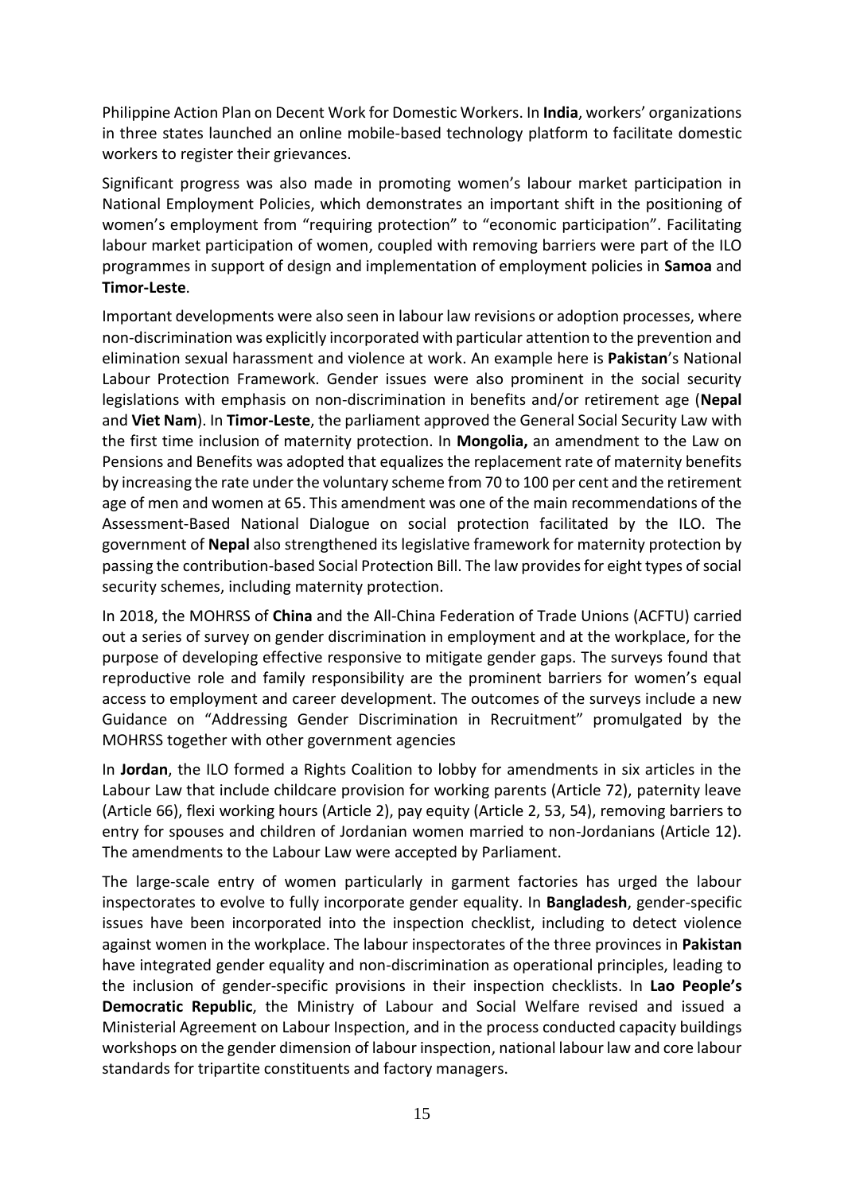Philippine Action Plan on Decent Work for Domestic Workers. In **India**, workers' organizations in three states launched an online mobile-based technology platform to facilitate domestic workers to register their grievances.

Significant progress was also made in promoting women's labour market participation in National Employment Policies, which demonstrates an important shift in the positioning of women's employment from "requiring protection" to "economic participation". Facilitating labour market participation of women, coupled with removing barriers were part of the ILO programmes in support of design and implementation of employment policies in **Samoa** and **Timor-Leste**.

Important developments were also seen in labour law revisions or adoption processes, where non-discrimination was explicitly incorporated with particular attention to the prevention and elimination sexual harassment and violence at work. An example here is **Pakistan**'s National Labour Protection Framework. Gender issues were also prominent in the social security legislations with emphasis on non-discrimination in benefits and/or retirement age (**Nepal** and **Viet Nam**). In **Timor-Leste**, the parliament approved the General Social Security Law with the first time inclusion of maternity protection. In **Mongolia,** an amendment to the Law on Pensions and Benefits was adopted that equalizes the replacement rate of maternity benefits by increasing the rate under the voluntary scheme from 70 to 100 per cent and the retirement age of men and women at 65. This amendment was one of the main recommendations of the Assessment-Based National Dialogue on social protection facilitated by the ILO. The government of **Nepal** also strengthened its legislative framework for maternity protection by passing the contribution-based Social Protection Bill. The law provides for eight types of social security schemes, including maternity protection.

In 2018, the MOHRSS of **China** and the All-China Federation of Trade Unions (ACFTU) carried out a series of survey on gender discrimination in employment and at the workplace, for the purpose of developing effective responsive to mitigate gender gaps. The surveys found that reproductive role and family responsibility are the prominent barriers for women's equal access to employment and career development. The outcomes of the surveys include a new Guidance on "Addressing Gender Discrimination in Recruitment" promulgated by the MOHRSS together with other government agencies

In **Jordan**, the ILO formed a Rights Coalition to lobby for amendments in six articles in the Labour Law that include childcare provision for working parents (Article 72), paternity leave (Article 66), flexi working hours (Article 2), pay equity (Article 2, 53, 54), removing barriers to entry for spouses and children of Jordanian women married to non-Jordanians (Article 12). The amendments to the Labour Law were accepted by Parliament.

The large-scale entry of women particularly in garment factories has urged the labour inspectorates to evolve to fully incorporate gender equality. In **Bangladesh**, gender-specific issues have been incorporated into the inspection checklist, including to detect violence against women in the workplace. The labour inspectorates of the three provinces in **Pakistan** have integrated gender equality and non-discrimination as operational principles, leading to the inclusion of gender-specific provisions in their inspection checklists. In **Lao People's Democratic Republic**, the Ministry of Labour and Social Welfare revised and issued a Ministerial Agreement on Labour Inspection, and in the process conducted capacity buildings workshops on the gender dimension of labour inspection, national labour law and core labour standards for tripartite constituents and factory managers.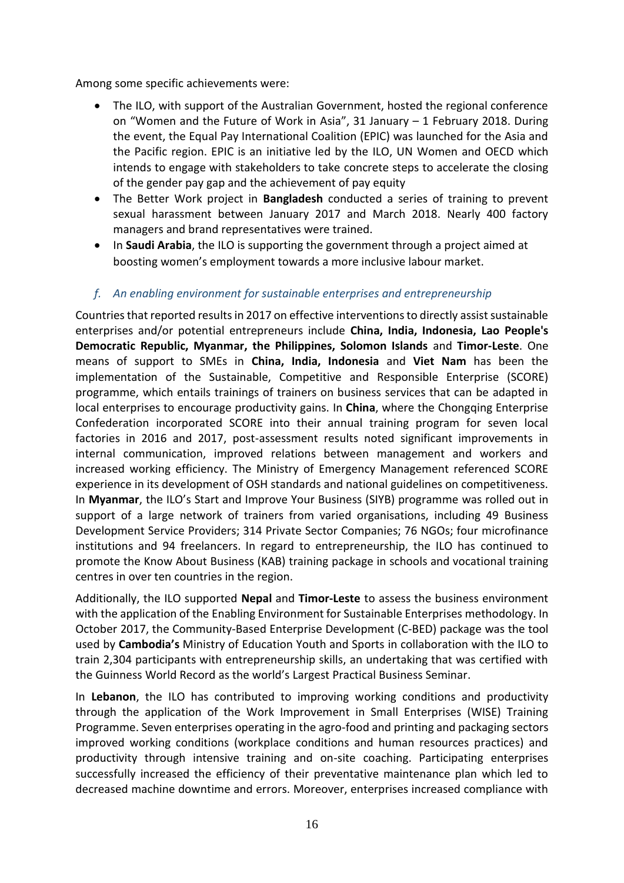Among some specific achievements were:

- The ILO, with support of the Australian Government, hosted the regional conference on "Women and the Future of Work in Asia", 31 January – 1 February 2018. During the event, the Equal Pay International Coalition (EPIC) was launched for the Asia and the Pacific region. EPIC is an initiative led by the ILO, UN Women and OECD which intends to engage with stakeholders to take concrete steps to accelerate the closing of the gender pay gap and the achievement of pay equity
- The Better Work project in **Bangladesh** conducted a series of training to prevent sexual harassment between January 2017 and March 2018. Nearly 400 factory managers and brand representatives were trained.
- In **Saudi Arabia**, the ILO is supporting the government through a project aimed at boosting women's employment towards a more inclusive labour market.

### *f. An enabling environment for sustainable enterprises and entrepreneurship*

Countries that reported results in 2017 on effective interventions to directly assist sustainable enterprises and/or potential entrepreneurs include **China, India, Indonesia, Lao People's Democratic Republic, Myanmar, the Philippines, Solomon Islands** and **Timor-Leste**. One means of support to SMEs in **China, India, Indonesia** and **Viet Nam** has been the implementation of the Sustainable, Competitive and Responsible Enterprise (SCORE) programme, which entails trainings of trainers on business services that can be adapted in local enterprises to encourage productivity gains. In **China**, where the Chongqing Enterprise Confederation incorporated SCORE into their annual training program for seven local factories in 2016 and 2017, post-assessment results noted significant improvements in internal communication, improved relations between management and workers and increased working efficiency. The Ministry of Emergency Management referenced SCORE experience in its development of OSH standards and national guidelines on competitiveness. In **Myanmar**, the ILO's Start and Improve Your Business (SIYB) programme was rolled out in support of a large network of trainers from varied organisations, including 49 Business Development Service Providers; 314 Private Sector Companies; 76 NGOs; four microfinance institutions and 94 freelancers. In regard to entrepreneurship, the ILO has continued to promote the Know About Business (KAB) training package in schools and vocational training centres in over ten countries in the region.

Additionally, the ILO supported **Nepal** and **Timor-Leste** to assess the business environment with the application of the Enabling Environment for Sustainable Enterprises methodology. In October 2017, the Community-Based Enterprise Development (C-BED) package was the tool used by **Cambodia's** Ministry of Education Youth and Sports in collaboration with the ILO to train 2,304 participants with entrepreneurship skills, an undertaking that was certified with the Guinness World Record as the world's Largest Practical Business Seminar.

In **Lebanon**, the ILO has contributed to improving working conditions and productivity through the application of the Work Improvement in Small Enterprises (WISE) Training Programme. Seven enterprises operating in the agro-food and printing and packaging sectors improved working conditions (workplace conditions and human resources practices) and productivity through intensive training and on-site coaching. Participating enterprises successfully increased the efficiency of their preventative maintenance plan which led to decreased machine downtime and errors. Moreover, enterprises increased compliance with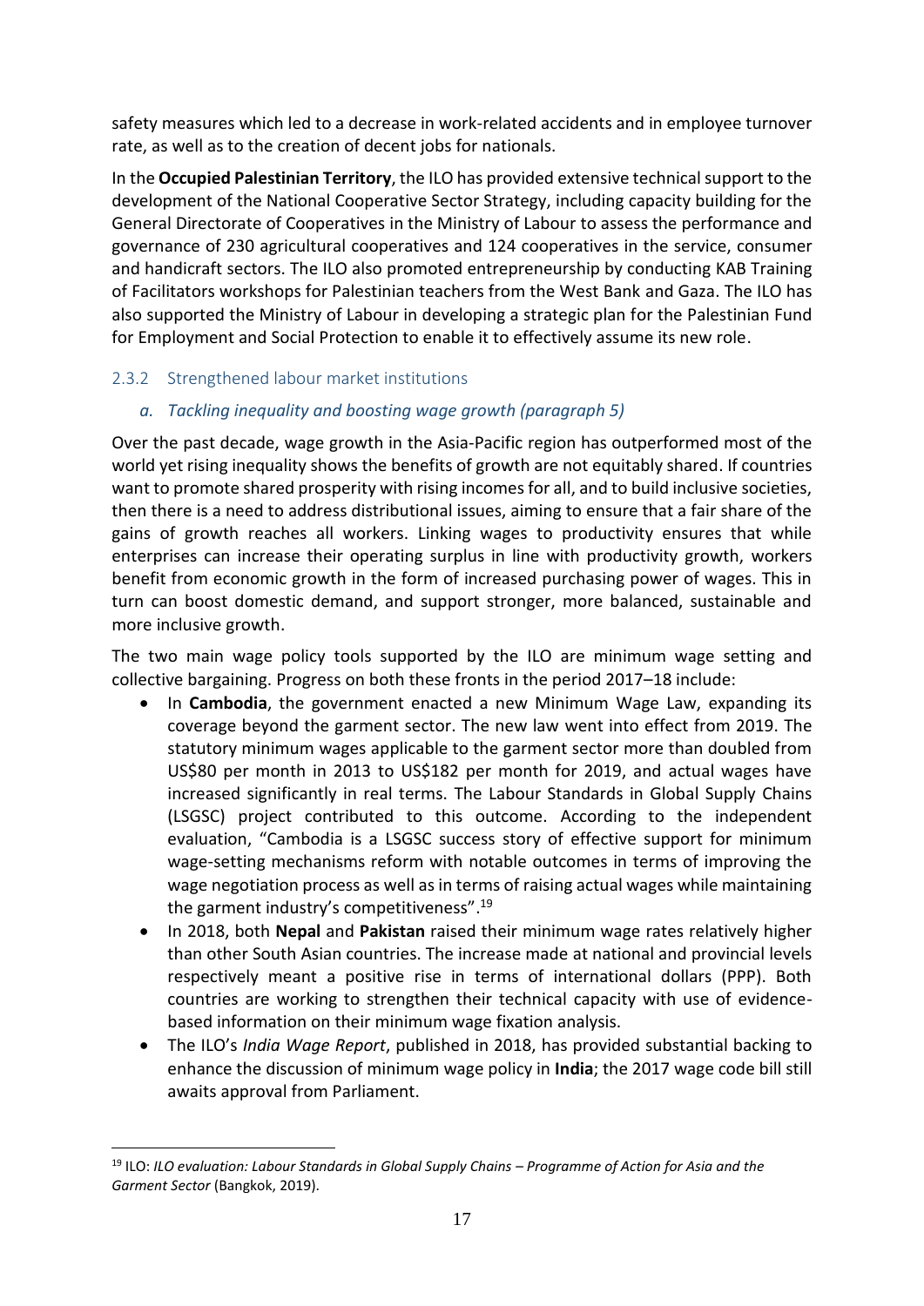safety measures which led to a decrease in work-related accidents and in employee turnover rate, as well as to the creation of decent jobs for nationals.

In the **Occupied Palestinian Territory**, the ILO has provided extensive technical support to the development of the National Cooperative Sector Strategy, including capacity building for the General Directorate of Cooperatives in the Ministry of Labour to assess the performance and governance of 230 agricultural cooperatives and 124 cooperatives in the service, consumer and handicraft sectors. The ILO also promoted entrepreneurship by conducting KAB Training of Facilitators workshops for Palestinian teachers from the West Bank and Gaza. The ILO has also supported the Ministry of Labour in developing a strategic plan for the Palestinian Fund for Employment and Social Protection to enable it to effectively assume its new role.

### 2.3.2 Strengthened labour market institutions

#### *a. Tackling inequality and boosting wage growth (paragraph 5)*

Over the past decade, wage growth in the Asia-Pacific region has outperformed most of the world yet rising inequality shows the benefits of growth are not equitably shared. If countries want to promote shared prosperity with rising incomes for all, and to build inclusive societies, then there is a need to address distributional issues, aiming to ensure that a fair share of the gains of growth reaches all workers. Linking wages to productivity ensures that while enterprises can increase their operating surplus in line with productivity growth, workers benefit from economic growth in the form of increased purchasing power of wages. This in turn can boost domestic demand, and support stronger, more balanced, sustainable and more inclusive growth.

The two main wage policy tools supported by the ILO are minimum wage setting and collective bargaining. Progress on both these fronts in the period 2017–18 include:

- In **Cambodia**, the government enacted a new Minimum Wage Law, expanding its coverage beyond the garment sector. The new law went into effect from 2019. The statutory minimum wages applicable to the garment sector more than doubled from US$80 per month in 2013 to US$182 per month for 2019, and actual wages have increased significantly in real terms. The Labour Standards in Global Supply Chains (LSGSC) project contributed to this outcome. According to the independent evaluation, "Cambodia is a LSGSC success story of effective support for minimum wage-setting mechanisms reform with notable outcomes in terms of improving the wage negotiation process as well as in terms of raising actual wages while maintaining the garment industry's competitiveness".[19]
- In 2018, both **Nepal** and **Pakistan** raised their minimum wage rates relatively higher than other South Asian countries. The increase made at national and provincial levels respectively meant a positive rise in terms of international dollars (PPP). Both countries are working to strengthen their technical capacity with use of evidence-based information on their minimum wage fixation analysis.
- The ILO's *India Wage Report*, published in 2018, has provided substantial backing to enhance the discussion of minimum wage policy in **India**; the 2017 wage code bill still awaits approval from Parliament.

---

[19] ILO: *ILO evaluation: Labour Standards in Global Supply Chains – Programme of Action for Asia and the Garment Sector* (Bangkok, 2019).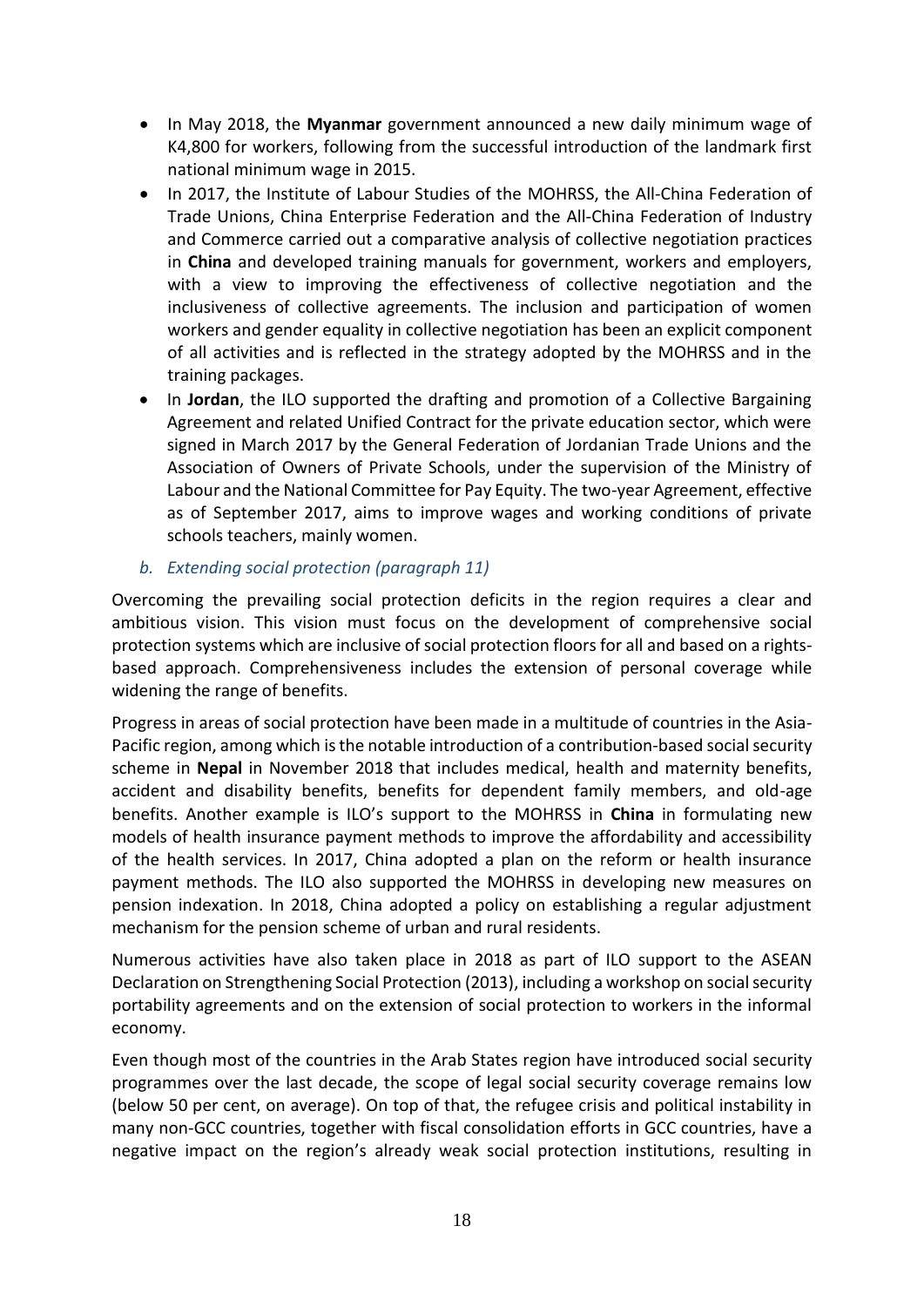- In May 2018, the **Myanmar** government announced a new daily minimum wage of K4,800 for workers, following from the successful introduction of the landmark first national minimum wage in 2015.
- In 2017, the Institute of Labour Studies of the MOHRSS, the All-China Federation of Trade Unions, China Enterprise Federation and the All-China Federation of Industry and Commerce carried out a comparative analysis of collective negotiation practices in **China** and developed training manuals for government, workers and employers, with a view to improving the effectiveness of collective negotiation and the inclusiveness of collective agreements. The inclusion and participation of women workers and gender equality in collective negotiation has been an explicit component of all activities and is reflected in the strategy adopted by the MOHRSS and in the training packages.
- In **Jordan**, the ILO supported the drafting and promotion of a Collective Bargaining Agreement and related Unified Contract for the private education sector, which were signed in March 2017 by the General Federation of Jordanian Trade Unions and the Association of Owners of Private Schools, under the supervision of the Ministry of Labour and the National Committee for Pay Equity. The two-year Agreement, effective as of September 2017, aims to improve wages and working conditions of private schools teachers, mainly women.

*b. Extending social protection (paragraph 11)*

Overcoming the prevailing social protection deficits in the region requires a clear and ambitious vision. This vision must focus on the development of comprehensive social protection systems which are inclusive of social protection floors for all and based on a rights-based approach. Comprehensiveness includes the extension of personal coverage while widening the range of benefits.

Progress in areas of social protection have been made in a multitude of countries in the Asia-Pacific region, among which is the notable introduction of a contribution-based social security scheme in **Nepal** in November 2018 that includes medical, health and maternity benefits, accident and disability benefits, benefits for dependent family members, and old-age benefits. Another example is ILO's support to the MOHRSS in **China** in formulating new models of health insurance payment methods to improve the affordability and accessibility of the health services. In 2017, China adopted a plan on the reform or health insurance payment methods. The ILO also supported the MOHRSS in developing new measures on pension indexation. In 2018, China adopted a policy on establishing a regular adjustment mechanism for the pension scheme of urban and rural residents.

Numerous activities have also taken place in 2018 as part of ILO support to the ASEAN Declaration on Strengthening Social Protection (2013), including a workshop on social security portability agreements and on the extension of social protection to workers in the informal economy.

Even though most of the countries in the Arab States region have introduced social security programmes over the last decade, the scope of legal social security coverage remains low (below 50 per cent, on average). On top of that, the refugee crisis and political instability in many non-GCC countries, together with fiscal consolidation efforts in GCC countries, have a negative impact on the region's already weak social protection institutions, resulting in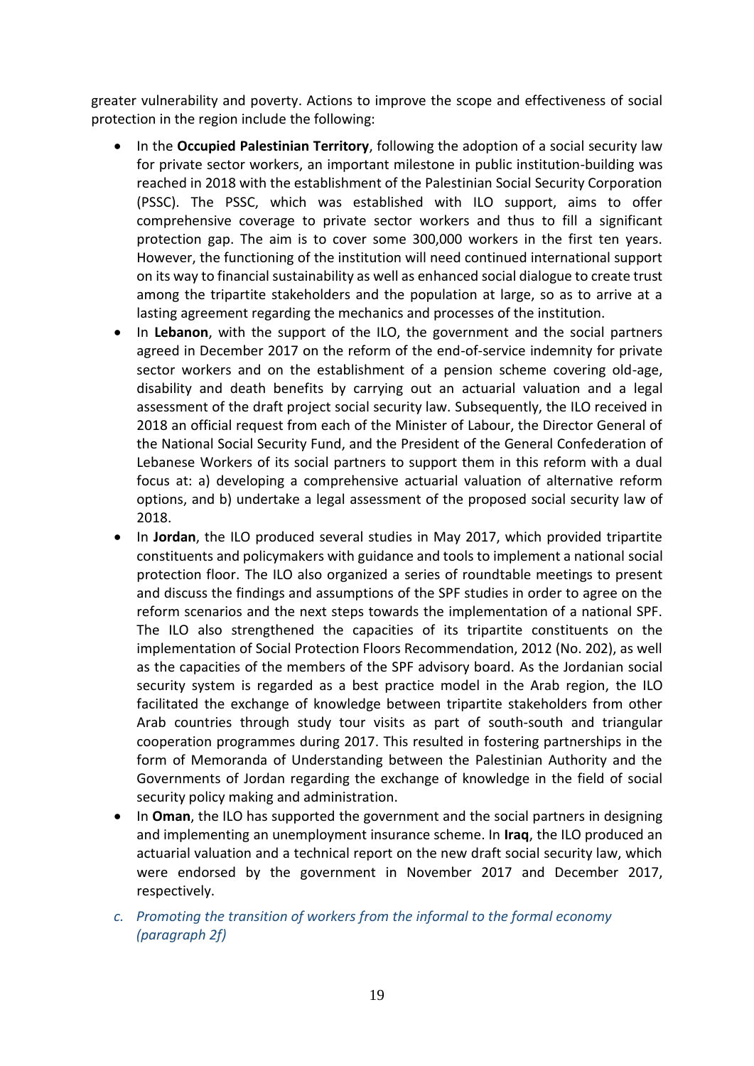greater vulnerability and poverty. Actions to improve the scope and effectiveness of social protection in the region include the following:

- In the **Occupied Palestinian Territory**, following the adoption of a social security law for private sector workers, an important milestone in public institution-building was reached in 2018 with the establishment of the Palestinian Social Security Corporation (PSSC). The PSSC, which was established with ILO support, aims to offer comprehensive coverage to private sector workers and thus to fill a significant protection gap. The aim is to cover some 300,000 workers in the first ten years. However, the functioning of the institution will need continued international support on its way to financial sustainability as well as enhanced social dialogue to create trust among the tripartite stakeholders and the population at large, so as to arrive at a lasting agreement regarding the mechanics and processes of the institution.
- In **Lebanon**, with the support of the ILO, the government and the social partners agreed in December 2017 on the reform of the end-of-service indemnity for private sector workers and on the establishment of a pension scheme covering old-age, disability and death benefits by carrying out an actuarial valuation and a legal assessment of the draft project social security law. Subsequently, the ILO received in 2018 an official request from each of the Minister of Labour, the Director General of the National Social Security Fund, and the President of the General Confederation of Lebanese Workers of its social partners to support them in this reform with a dual focus at: a) developing a comprehensive actuarial valuation of alternative reform options, and b) undertake a legal assessment of the proposed social security law of 2018.
- In **Jordan**, the ILO produced several studies in May 2017, which provided tripartite constituents and policymakers with guidance and tools to implement a national social protection floor. The ILO also organized a series of roundtable meetings to present and discuss the findings and assumptions of the SPF studies in order to agree on the reform scenarios and the next steps towards the implementation of a national SPF. The ILO also strengthened the capacities of its tripartite constituents on the implementation of Social Protection Floors Recommendation, 2012 (No. 202), as well as the capacities of the members of the SPF advisory board. As the Jordanian social security system is regarded as a best practice model in the Arab region, the ILO facilitated the exchange of knowledge between tripartite stakeholders from other Arab countries through study tour visits as part of south-south and triangular cooperation programmes during 2017. This resulted in fostering partnerships in the form of Memoranda of Understanding between the Palestinian Authority and the Governments of Jordan regarding the exchange of knowledge in the field of social security policy making and administration.
- In **Oman**, the ILO has supported the government and the social partners in designing and implementing an unemployment insurance scheme. In **Iraq**, the ILO produced an actuarial valuation and a technical report on the new draft social security law, which were endorsed by the government in November 2017 and December 2017, respectively.

*c. Promoting the transition of workers from the informal to the formal economy (paragraph 2f)*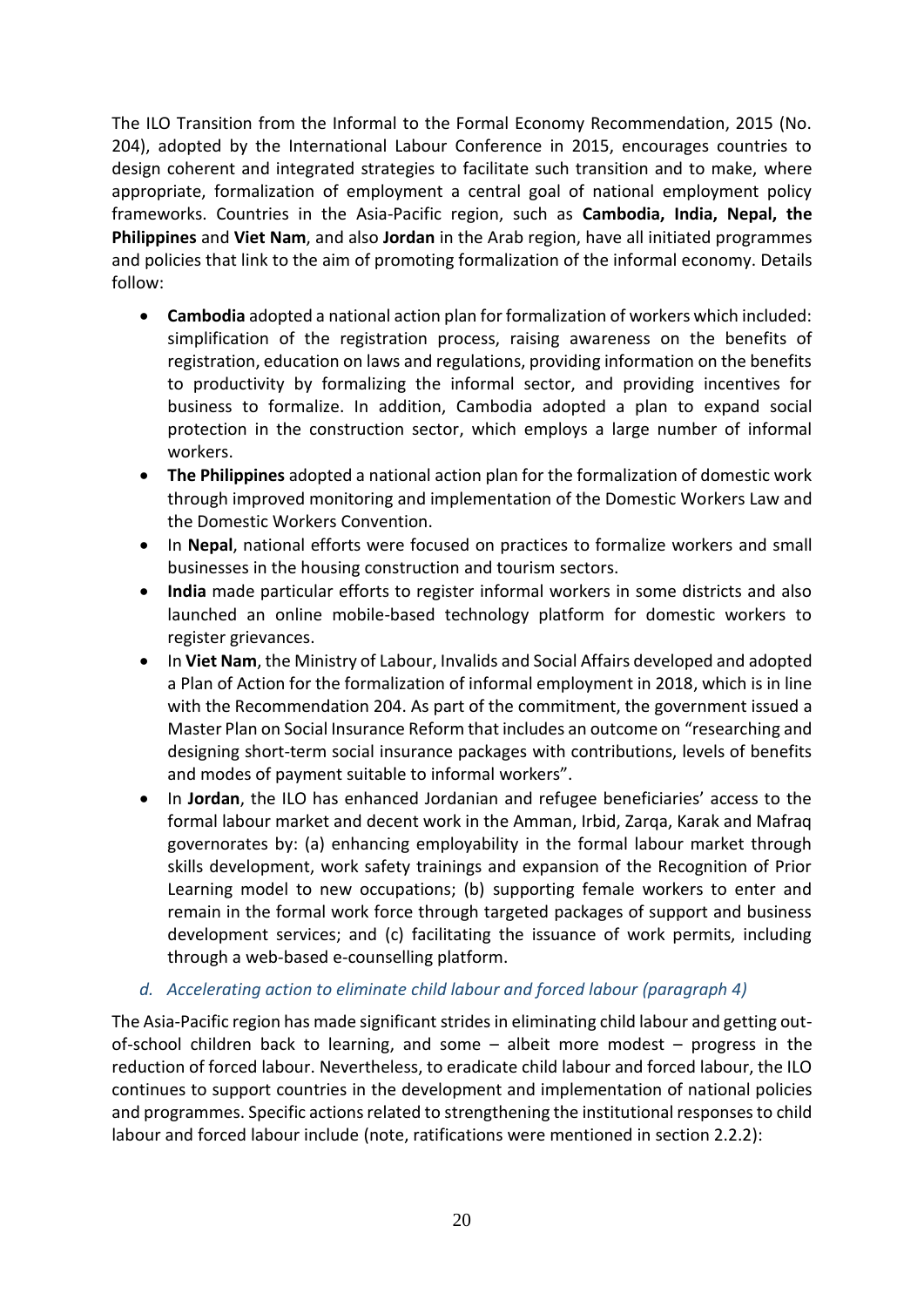The ILO Transition from the Informal to the Formal Economy Recommendation, 2015 (No. 204), adopted by the International Labour Conference in 2015, encourages countries to design coherent and integrated strategies to facilitate such transition and to make, where appropriate, formalization of employment a central goal of national employment policy frameworks. Countries in the Asia-Pacific region, such as **Cambodia, India, Nepal, the Philippines** and **Viet Nam**, and also **Jordan** in the Arab region, have all initiated programmes and policies that link to the aim of promoting formalization of the informal economy. Details follow:

- **Cambodia** adopted a national action plan for formalization of workers which included: simplification of the registration process, raising awareness on the benefits of registration, education on laws and regulations, providing information on the benefits to productivity by formalizing the informal sector, and providing incentives for business to formalize. In addition, Cambodia adopted a plan to expand social protection in the construction sector, which employs a large number of informal workers.
- **The Philippines** adopted a national action plan for the formalization of domestic work through improved monitoring and implementation of the Domestic Workers Law and the Domestic Workers Convention.
- In **Nepal**, national efforts were focused on practices to formalize workers and small businesses in the housing construction and tourism sectors.
- **India** made particular efforts to register informal workers in some districts and also launched an online mobile-based technology platform for domestic workers to register grievances.
- In **Viet Nam**, the Ministry of Labour, Invalids and Social Affairs developed and adopted a Plan of Action for the formalization of informal employment in 2018, which is in line with the Recommendation 204. As part of the commitment, the government issued a Master Plan on Social Insurance Reform that includes an outcome on "researching and designing short-term social insurance packages with contributions, levels of benefits and modes of payment suitable to informal workers".
- In **Jordan**, the ILO has enhanced Jordanian and refugee beneficiaries' access to the formal labour market and decent work in the Amman, Irbid, Zarqa, Karak and Mafraq governorates by: (a) enhancing employability in the formal labour market through skills development, work safety trainings and expansion of the Recognition of Prior Learning model to new occupations; (b) supporting female workers to enter and remain in the formal work force through targeted packages of support and business development services; and (c) facilitating the issuance of work permits, including through a web-based e-counselling platform.

#### *d. Accelerating action to eliminate child labour and forced labour (paragraph 4)*

The Asia-Pacific region has made significant strides in eliminating child labour and getting out-of-school children back to learning, and some – albeit more modest – progress in the reduction of forced labour. Nevertheless, to eradicate child labour and forced labour, the ILO continues to support countries in the development and implementation of national policies and programmes. Specific actions related to strengthening the institutional responses to child labour and forced labour include (note, ratifications were mentioned in section 2.2.2):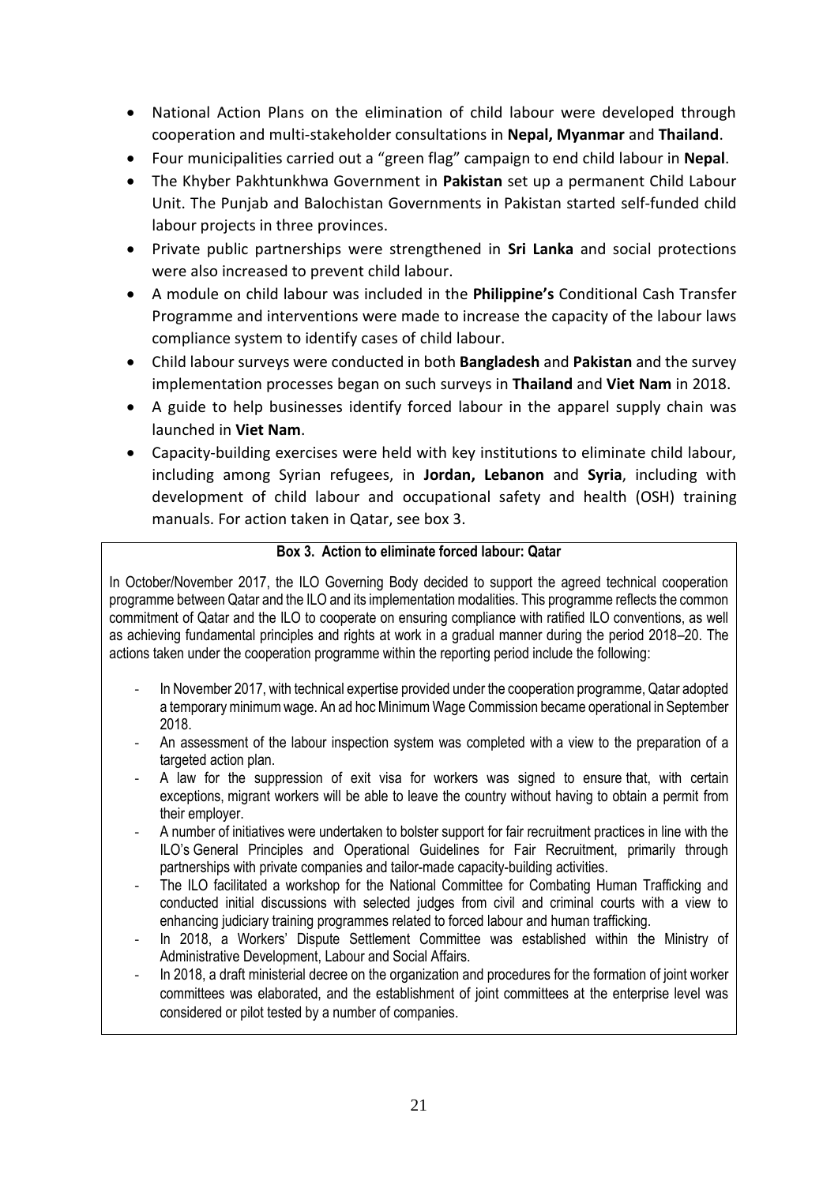- National Action Plans on the elimination of child labour were developed through cooperation and multi-stakeholder consultations in **Nepal, Myanmar** and **Thailand**.
- Four municipalities carried out a "green flag" campaign to end child labour in **Nepal**.
- The Khyber Pakhtunkhwa Government in **Pakistan** set up a permanent Child Labour Unit. The Punjab and Balochistan Governments in Pakistan started self-funded child labour projects in three provinces.
- Private public partnerships were strengthened in **Sri Lanka** and social protections were also increased to prevent child labour.
- A module on child labour was included in the **Philippine's** Conditional Cash Transfer Programme and interventions were made to increase the capacity of the labour laws compliance system to identify cases of child labour.
- Child labour surveys were conducted in both **Bangladesh** and **Pakistan** and the survey implementation processes began on such surveys in **Thailand** and **Viet Nam** in 2018.
- A guide to help businesses identify forced labour in the apparel supply chain was launched in **Viet Nam**.
- Capacity-building exercises were held with key institutions to eliminate child labour, including among Syrian refugees, in **Jordan, Lebanon** and **Syria**, including with development of child labour and occupational safety and health (OSH) training manuals. For action taken in Qatar, see box 3.

**Box 3. Action to eliminate forced labour: Qatar**

In October/November 2017, the ILO Governing Body decided to support the agreed technical cooperation programme between Qatar and the ILO and its implementation modalities. This programme reflects the common commitment of Qatar and the ILO to cooperate on ensuring compliance with ratified ILO conventions, as well as achieving fundamental principles and rights at work in a gradual manner during the period 2018–20. The actions taken under the cooperation programme within the reporting period include the following:

- In November 2017, with technical expertise provided under the cooperation programme, Qatar adopted a temporary minimum wage. An ad hoc Minimum Wage Commission became operational in September 2018.
- An assessment of the labour inspection system was completed with a view to the preparation of a targeted action plan.
- A law for the suppression of exit visa for workers was signed to ensure that, with certain exceptions, migrant workers will be able to leave the country without having to obtain a permit from their employer.
- A number of initiatives were undertaken to bolster support for fair recruitment practices in line with the ILO's General Principles and Operational Guidelines for Fair Recruitment, primarily through partnerships with private companies and tailor-made capacity-building activities.
- The ILO facilitated a workshop for the National Committee for Combating Human Trafficking and conducted initial discussions with selected judges from civil and criminal courts with a view to enhancing judiciary training programmes related to forced labour and human trafficking.
- In 2018, a Workers' Dispute Settlement Committee was established within the Ministry of Administrative Development, Labour and Social Affairs.
- In 2018, a draft ministerial decree on the organization and procedures for the formation of joint worker committees was elaborated, and the establishment of joint committees at the enterprise level was considered or pilot tested by a number of companies.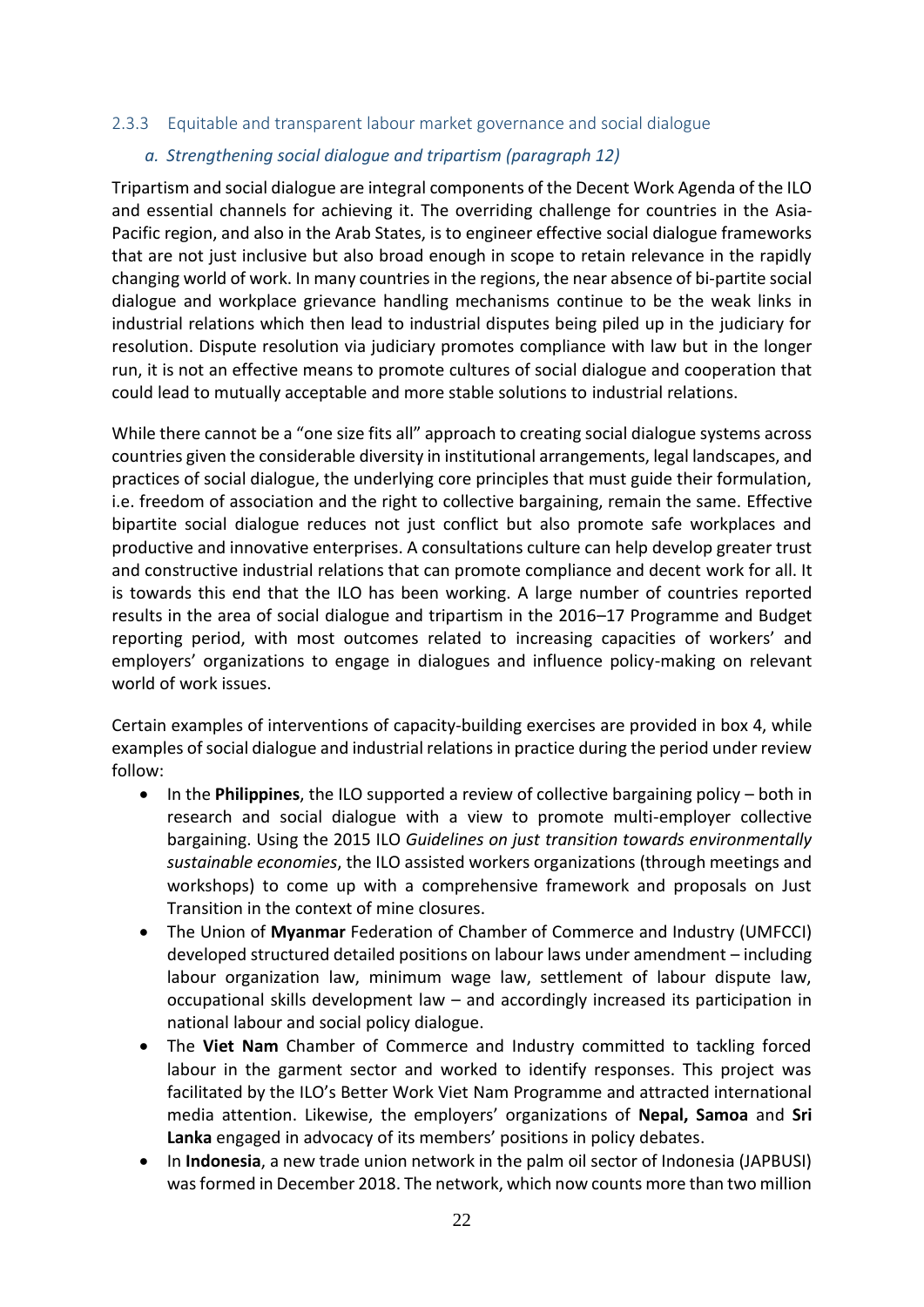### 2.3.3 Equitable and transparent labour market governance and social dialogue

#### *a. Strengthening social dialogue and tripartism (paragraph 12)*

Tripartism and social dialogue are integral components of the Decent Work Agenda of the ILO and essential channels for achieving it. The overriding challenge for countries in the Asia-Pacific region, and also in the Arab States, is to engineer effective social dialogue frameworks that are not just inclusive but also broad enough in scope to retain relevance in the rapidly changing world of work. In many countries in the regions, the near absence of bi-partite social dialogue and workplace grievance handling mechanisms continue to be the weak links in industrial relations which then lead to industrial disputes being piled up in the judiciary for resolution. Dispute resolution via judiciary promotes compliance with law but in the longer run, it is not an effective means to promote cultures of social dialogue and cooperation that could lead to mutually acceptable and more stable solutions to industrial relations.

While there cannot be a "one size fits all" approach to creating social dialogue systems across countries given the considerable diversity in institutional arrangements, legal landscapes, and practices of social dialogue, the underlying core principles that must guide their formulation, i.e. freedom of association and the right to collective bargaining, remain the same. Effective bipartite social dialogue reduces not just conflict but also promote safe workplaces and productive and innovative enterprises. A consultations culture can help develop greater trust and constructive industrial relations that can promote compliance and decent work for all. It is towards this end that the ILO has been working. A large number of countries reported results in the area of social dialogue and tripartism in the 2016–17 Programme and Budget reporting period, with most outcomes related to increasing capacities of workers' and employers' organizations to engage in dialogues and influence policy-making on relevant world of work issues.

Certain examples of interventions of capacity-building exercises are provided in box 4, while examples of social dialogue and industrial relations in practice during the period under review follow:

- In the **Philippines**, the ILO supported a review of collective bargaining policy – both in research and social dialogue with a view to promote multi-employer collective bargaining. Using the 2015 ILO *Guidelines on just transition towards environmentally sustainable economies*, the ILO assisted workers organizations (through meetings and workshops) to come up with a comprehensive framework and proposals on Just Transition in the context of mine closures.
- The Union of **Myanmar** Federation of Chamber of Commerce and Industry (UMFCCI) developed structured detailed positions on labour laws under amendment – including labour organization law, minimum wage law, settlement of labour dispute law, occupational skills development law – and accordingly increased its participation in national labour and social policy dialogue.
- The **Viet Nam** Chamber of Commerce and Industry committed to tackling forced labour in the garment sector and worked to identify responses. This project was facilitated by the ILO's Better Work Viet Nam Programme and attracted international media attention. Likewise, the employers' organizations of **Nepal, Samoa** and **Sri Lanka** engaged in advocacy of its members' positions in policy debates.
- In **Indonesia**, a new trade union network in the palm oil sector of Indonesia (JAPBUSI) was formed in December 2018. The network, which now counts more than two million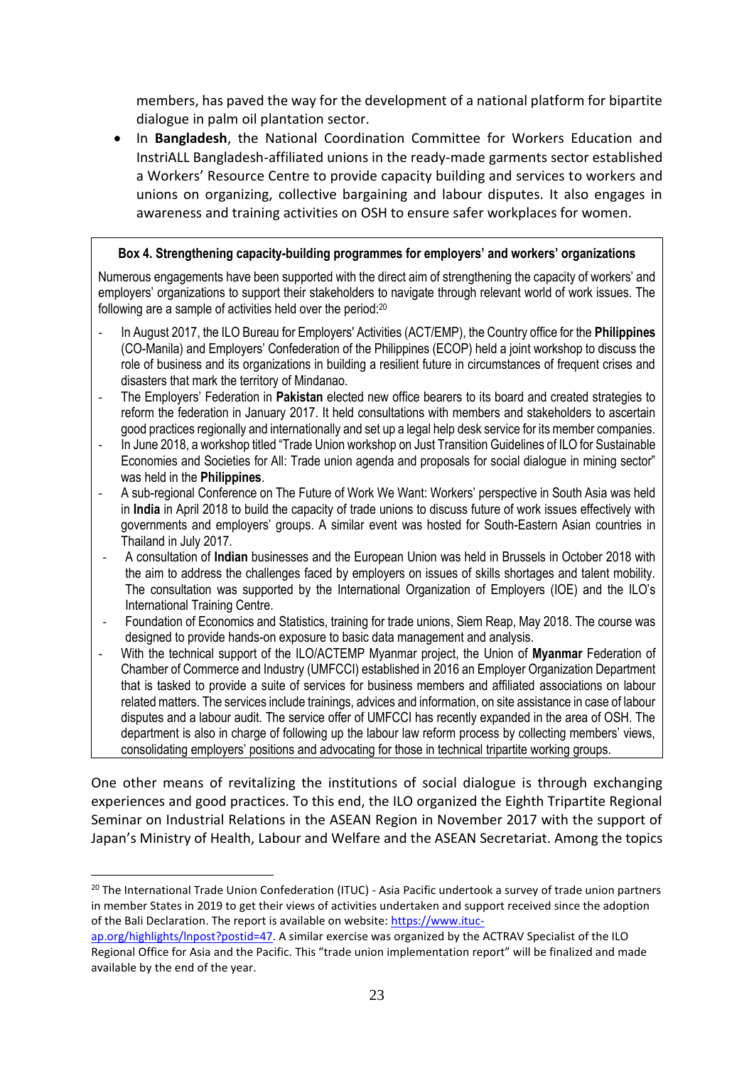members, has paved the way for the development of a national platform for bipartite dialogue in palm oil plantation sector.

- In **Bangladesh**, the National Coordination Committee for Workers Education and InstriALL Bangladesh-affiliated unions in the ready-made garments sector established a Workers' Resource Centre to provide capacity building and services to workers and unions on organizing, collective bargaining and labour disputes. It also engages in awareness and training activities on OSH to ensure safer workplaces for women.

> **Box 4. Strengthening capacity-building programmes for employers' and workers' organizations**
>
> Numerous engagements have been supported with the direct aim of strengthening the capacity of workers' and employers' organizations to support their stakeholders to navigate through relevant world of work issues. The following are a sample of activities held over the period:[20]
>
> - In August 2017, the ILO Bureau for Employers' Activities (ACT/EMP), the Country office for the **Philippines** (CO-Manila) and Employers' Confederation of the Philippines (ECOP) held a joint workshop to discuss the role of business and its organizations in building a resilient future in circumstances of frequent crises and disasters that mark the territory of Mindanao.
> - The Employers' Federation in **Pakistan** elected new office bearers to its board and created strategies to reform the federation in January 2017. It held consultations with members and stakeholders to ascertain good practices regionally and internationally and set up a legal help desk service for its member companies.
> - In June 2018, a workshop titled "Trade Union workshop on Just Transition Guidelines of ILO for Sustainable Economies and Societies for All: Trade union agenda and proposals for social dialogue in mining sector" was held in the **Philippines**.
> - A sub-regional Conference on The Future of Work We Want: Workers' perspective in South Asia was held in **India** in April 2018 to build the capacity of trade unions to discuss future of work issues effectively with governments and employers' groups. A similar event was hosted for South-Eastern Asian countries in Thailand in July 2017.
> - A consultation of **Indian** businesses and the European Union was held in Brussels in October 2018 with the aim to address the challenges faced by employers on issues of skills shortages and talent mobility. The consultation was supported by the International Organization of Employers (IOE) and the ILO's International Training Centre.
> - Foundation of Economics and Statistics, training for trade unions, Siem Reap, May 2018. The course was designed to provide hands-on exposure to basic data management and analysis.
> - With the technical support of the ILO/ACTEMP Myanmar project, the Union of **Myanmar** Federation of Chamber of Commerce and Industry (UMFCCI) established in 2016 an Employer Organization Department that is tasked to provide a suite of services for business members and affiliated associations on labour related matters. The services include trainings, advices and information, on site assistance in case of labour disputes and a labour audit. The service offer of UMFCCI has recently expanded in the area of OSH. The department is also in charge of following up the labour law reform process by collecting members' views, consolidating employers' positions and advocating for those in technical tripartite working groups.

One other means of revitalizing the institutions of social dialogue is through exchanging experiences and good practices. To this end, the ILO organized the Eighth Tripartite Regional Seminar on Industrial Relations in the ASEAN Region in November 2017 with the support of Japan's Ministry of Health, Labour and Welfare and the ASEAN Secretariat. Among the topics

---

[20] The International Trade Union Confederation (ITUC) - Asia Pacific undertook a survey of trade union partners in member States in 2019 to get their views of activities undertaken and support received since the adoption of the Bali Declaration. The report is available on website: https://www.ituc-ap.org/highlights/lnpost?postid=47. A similar exercise was organized by the ACTRAV Specialist of the ILO Regional Office for Asia and the Pacific. This "trade union implementation report" will be finalized and made available by the end of the year.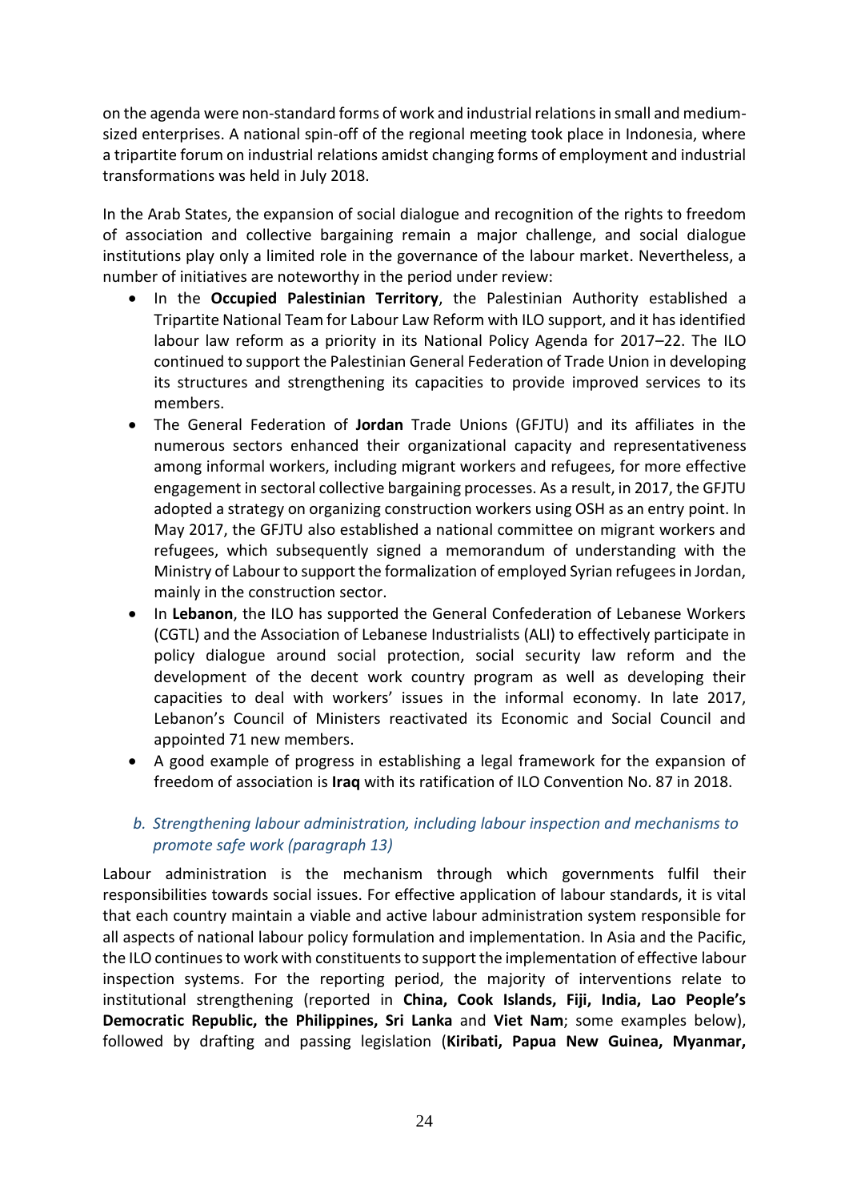on the agenda were non-standard forms of work and industrial relations in small and medium-sized enterprises. A national spin-off of the regional meeting took place in Indonesia, where a tripartite forum on industrial relations amidst changing forms of employment and industrial transformations was held in July 2018.

In the Arab States, the expansion of social dialogue and recognition of the rights to freedom of association and collective bargaining remain a major challenge, and social dialogue institutions play only a limited role in the governance of the labour market. Nevertheless, a number of initiatives are noteworthy in the period under review:

- In the **Occupied Palestinian Territory**, the Palestinian Authority established a Tripartite National Team for Labour Law Reform with ILO support, and it has identified labour law reform as a priority in its National Policy Agenda for 2017–22. The ILO continued to support the Palestinian General Federation of Trade Union in developing its structures and strengthening its capacities to provide improved services to its members.
- The General Federation of **Jordan** Trade Unions (GFJTU) and its affiliates in the numerous sectors enhanced their organizational capacity and representativeness among informal workers, including migrant workers and refugees, for more effective engagement in sectoral collective bargaining processes. As a result, in 2017, the GFJTU adopted a strategy on organizing construction workers using OSH as an entry point. In May 2017, the GFJTU also established a national committee on migrant workers and refugees, which subsequently signed a memorandum of understanding with the Ministry of Labour to support the formalization of employed Syrian refugees in Jordan, mainly in the construction sector.
- In **Lebanon**, the ILO has supported the General Confederation of Lebanese Workers (CGTL) and the Association of Lebanese Industrialists (ALI) to effectively participate in policy dialogue around social protection, social security law reform and the development of the decent work country program as well as developing their capacities to deal with workers' issues in the informal economy. In late 2017, Lebanon's Council of Ministers reactivated its Economic and Social Council and appointed 71 new members.
- A good example of progress in establishing a legal framework for the expansion of freedom of association is **Iraq** with its ratification of ILO Convention No. 87 in 2018.

### *b. Strengthening labour administration, including labour inspection and mechanisms to promote safe work (paragraph 13)*

Labour administration is the mechanism through which governments fulfil their responsibilities towards social issues. For effective application of labour standards, it is vital that each country maintain a viable and active labour administration system responsible for all aspects of national labour policy formulation and implementation. In Asia and the Pacific, the ILO continues to work with constituents to support the implementation of effective labour inspection systems. For the reporting period, the majority of interventions relate to institutional strengthening (reported in **China, Cook Islands, Fiji, India, Lao People's Democratic Republic, the Philippines, Sri Lanka** and **Viet Nam**; some examples below), followed by drafting and passing legislation (**Kiribati, Papua New Guinea, Myanmar,**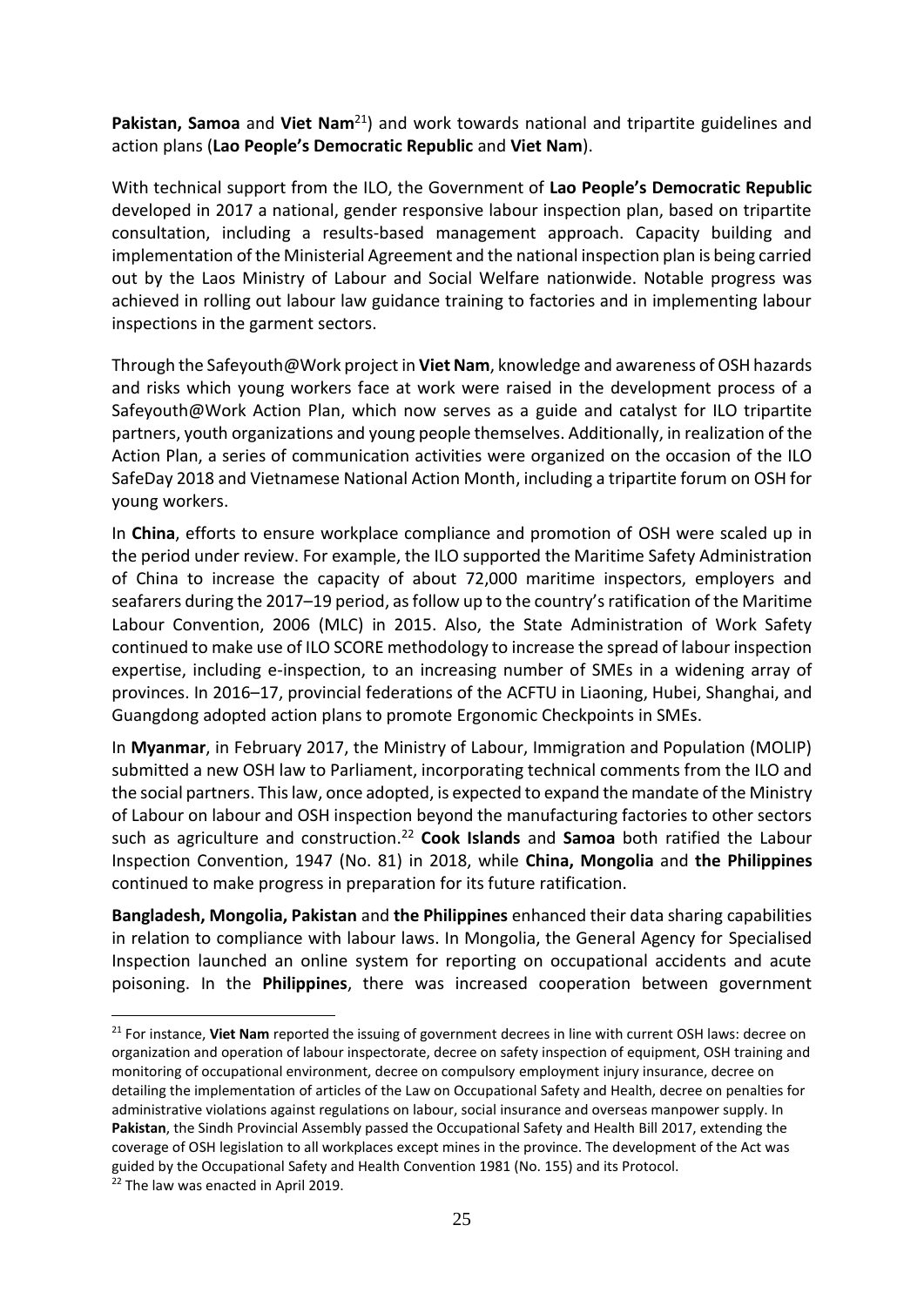**Pakistan, Samoa** and **Viet Nam**[21]) and work towards national and tripartite guidelines and action plans (**Lao People's Democratic Republic** and **Viet Nam**).

With technical support from the ILO, the Government of **Lao People's Democratic Republic** developed in 2017 a national, gender responsive labour inspection plan, based on tripartite consultation, including a results-based management approach. Capacity building and implementation of the Ministerial Agreement and the national inspection plan is being carried out by the Laos Ministry of Labour and Social Welfare nationwide. Notable progress was achieved in rolling out labour law guidance training to factories and in implementing labour inspections in the garment sectors.

Through the Safeyouth@Work project in **Viet Nam**, knowledge and awareness of OSH hazards and risks which young workers face at work were raised in the development process of a Safeyouth@Work Action Plan, which now serves as a guide and catalyst for ILO tripartite partners, youth organizations and young people themselves. Additionally, in realization of the Action Plan, a series of communication activities were organized on the occasion of the ILO SafeDay 2018 and Vietnamese National Action Month, including a tripartite forum on OSH for young workers.

In **China**, efforts to ensure workplace compliance and promotion of OSH were scaled up in the period under review. For example, the ILO supported the Maritime Safety Administration of China to increase the capacity of about 72,000 maritime inspectors, employers and seafarers during the 2017–19 period, as follow up to the country's ratification of the Maritime Labour Convention, 2006 (MLC) in 2015. Also, the State Administration of Work Safety continued to make use of ILO SCORE methodology to increase the spread of labour inspection expertise, including e-inspection, to an increasing number of SMEs in a widening array of provinces. In 2016–17, provincial federations of the ACFTU in Liaoning, Hubei, Shanghai, and Guangdong adopted action plans to promote Ergonomic Checkpoints in SMEs.

In **Myanmar**, in February 2017, the Ministry of Labour, Immigration and Population (MOLIP) submitted a new OSH law to Parliament, incorporating technical comments from the ILO and the social partners. This law, once adopted, is expected to expand the mandate of the Ministry of Labour on labour and OSH inspection beyond the manufacturing factories to other sectors such as agriculture and construction.[22] **Cook Islands** and **Samoa** both ratified the Labour Inspection Convention, 1947 (No. 81) in 2018, while **China, Mongolia** and **the Philippines** continued to make progress in preparation for its future ratification.

**Bangladesh, Mongolia, Pakistan** and **the Philippines** enhanced their data sharing capabilities in relation to compliance with labour laws. In Mongolia, the General Agency for Specialised Inspection launched an online system for reporting on occupational accidents and acute poisoning. In the **Philippines**, there was increased cooperation between government

---

[21] For instance, **Viet Nam** reported the issuing of government decrees in line with current OSH laws: decree on organization and operation of labour inspectorate, decree on safety inspection of equipment, OSH training and monitoring of occupational environment, decree on compulsory employment injury insurance, decree on detailing the implementation of articles of the Law on Occupational Safety and Health, decree on penalties for administrative violations against regulations on labour, social insurance and overseas manpower supply. In **Pakistan**, the Sindh Provincial Assembly passed the Occupational Safety and Health Bill 2017, extending the coverage of OSH legislation to all workplaces except mines in the province. The development of the Act was guided by the Occupational Safety and Health Convention 1981 (No. 155) and its Protocol.

[22] The law was enacted in April 2019.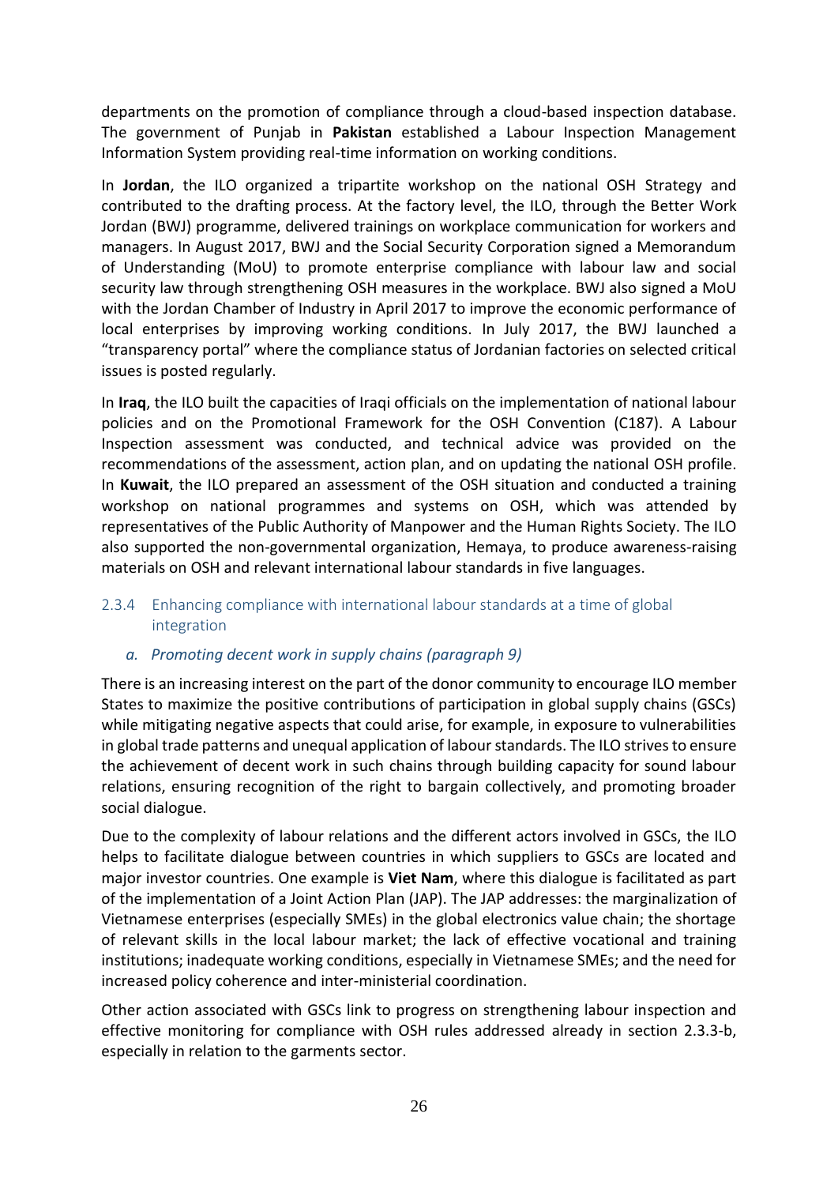departments on the promotion of compliance through a cloud-based inspection database. The government of Punjab in **Pakistan** established a Labour Inspection Management Information System providing real-time information on working conditions.

In **Jordan**, the ILO organized a tripartite workshop on the national OSH Strategy and contributed to the drafting process. At the factory level, the ILO, through the Better Work Jordan (BWJ) programme, delivered trainings on workplace communication for workers and managers. In August 2017, BWJ and the Social Security Corporation signed a Memorandum of Understanding (MoU) to promote enterprise compliance with labour law and social security law through strengthening OSH measures in the workplace. BWJ also signed a MoU with the Jordan Chamber of Industry in April 2017 to improve the economic performance of local enterprises by improving working conditions. In July 2017, the BWJ launched a "transparency portal" where the compliance status of Jordanian factories on selected critical issues is posted regularly.

In **Iraq**, the ILO built the capacities of Iraqi officials on the implementation of national labour policies and on the Promotional Framework for the OSH Convention (C187). A Labour Inspection assessment was conducted, and technical advice was provided on the recommendations of the assessment, action plan, and on updating the national OSH profile. In **Kuwait**, the ILO prepared an assessment of the OSH situation and conducted a training workshop on national programmes and systems on OSH, which was attended by representatives of the Public Authority of Manpower and the Human Rights Society. The ILO also supported the non-governmental organization, Hemaya, to produce awareness-raising materials on OSH and relevant international labour standards in five languages.

### 2.3.4 Enhancing compliance with international labour standards at a time of global integration

#### *a. Promoting decent work in supply chains (paragraph 9)*

There is an increasing interest on the part of the donor community to encourage ILO member States to maximize the positive contributions of participation in global supply chains (GSCs) while mitigating negative aspects that could arise, for example, in exposure to vulnerabilities in global trade patterns and unequal application of labour standards. The ILO strives to ensure the achievement of decent work in such chains through building capacity for sound labour relations, ensuring recognition of the right to bargain collectively, and promoting broader social dialogue.

Due to the complexity of labour relations and the different actors involved in GSCs, the ILO helps to facilitate dialogue between countries in which suppliers to GSCs are located and major investor countries. One example is **Viet Nam**, where this dialogue is facilitated as part of the implementation of a Joint Action Plan (JAP). The JAP addresses: the marginalization of Vietnamese enterprises (especially SMEs) in the global electronics value chain; the shortage of relevant skills in the local labour market; the lack of effective vocational and training institutions; inadequate working conditions, especially in Vietnamese SMEs; and the need for increased policy coherence and inter-ministerial coordination.

Other action associated with GSCs link to progress on strengthening labour inspection and effective monitoring for compliance with OSH rules addressed already in section 2.3.3-b, especially in relation to the garments sector.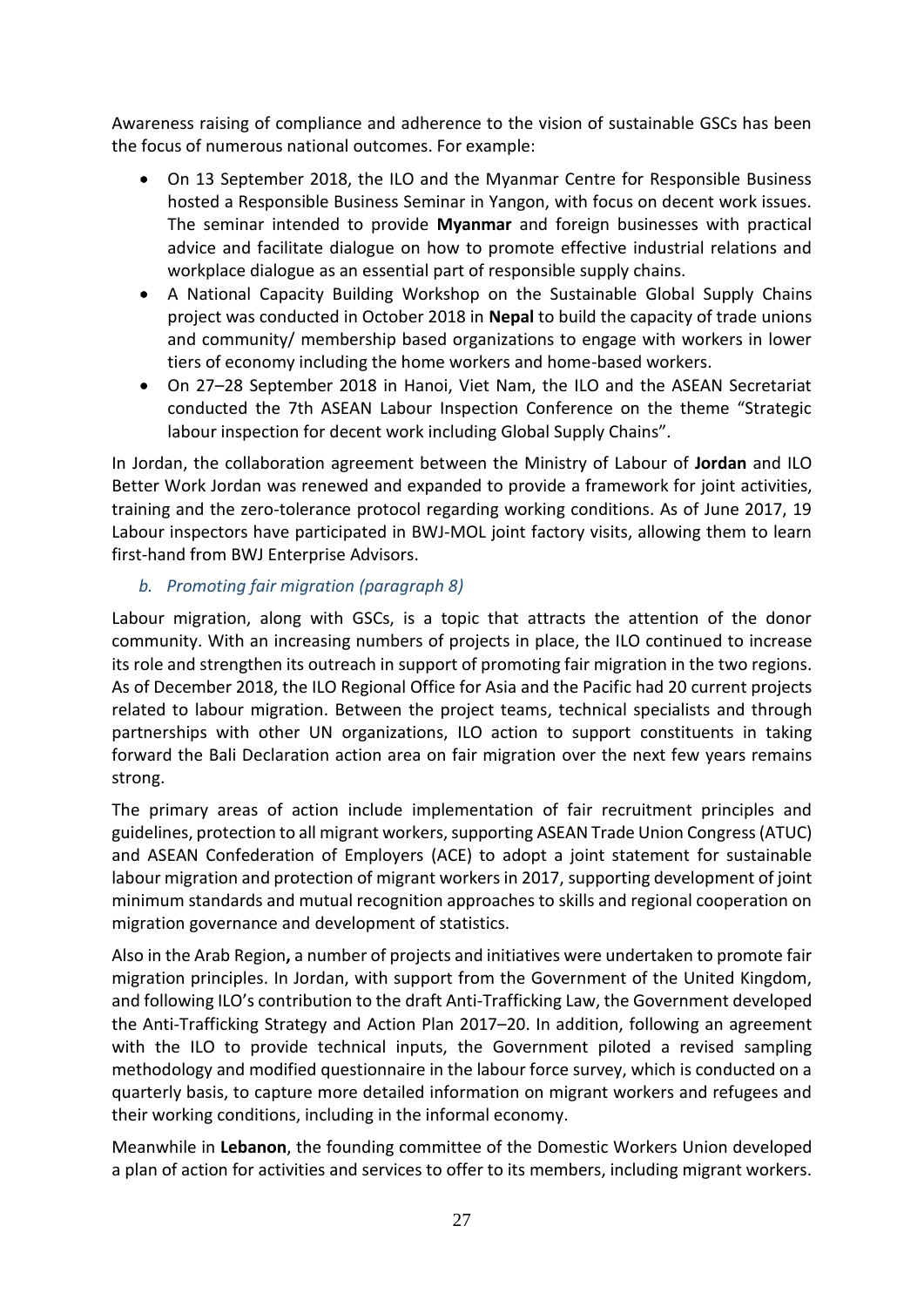Awareness raising of compliance and adherence to the vision of sustainable GSCs has been the focus of numerous national outcomes. For example:

- On 13 September 2018, the ILO and the Myanmar Centre for Responsible Business hosted a Responsible Business Seminar in Yangon, with focus on decent work issues. The seminar intended to provide **Myanmar** and foreign businesses with practical advice and facilitate dialogue on how to promote effective industrial relations and workplace dialogue as an essential part of responsible supply chains.
- A National Capacity Building Workshop on the Sustainable Global Supply Chains project was conducted in October 2018 in **Nepal** to build the capacity of trade unions and community/ membership based organizations to engage with workers in lower tiers of economy including the home workers and home-based workers.
- On 27–28 September 2018 in Hanoi, Viet Nam, the ILO and the ASEAN Secretariat conducted the 7th ASEAN Labour Inspection Conference on the theme "Strategic labour inspection for decent work including Global Supply Chains".

In Jordan, the collaboration agreement between the Ministry of Labour of **Jordan** and ILO Better Work Jordan was renewed and expanded to provide a framework for joint activities, training and the zero-tolerance protocol regarding working conditions. As of June 2017, 19 Labour inspectors have participated in BWJ-MOL joint factory visits, allowing them to learn first-hand from BWJ Enterprise Advisors.

### *b. Promoting fair migration (paragraph 8)*

Labour migration, along with GSCs, is a topic that attracts the attention of the donor community. With an increasing numbers of projects in place, the ILO continued to increase its role and strengthen its outreach in support of promoting fair migration in the two regions. As of December 2018, the ILO Regional Office for Asia and the Pacific had 20 current projects related to labour migration. Between the project teams, technical specialists and through partnerships with other UN organizations, ILO action to support constituents in taking forward the Bali Declaration action area on fair migration over the next few years remains strong.

The primary areas of action include implementation of fair recruitment principles and guidelines, protection to all migrant workers, supporting ASEAN Trade Union Congress (ATUC) and ASEAN Confederation of Employers (ACE) to adopt a joint statement for sustainable labour migration and protection of migrant workers in 2017, supporting development of joint minimum standards and mutual recognition approaches to skills and regional cooperation on migration governance and development of statistics.

Also in the Arab Region**,** a number of projects and initiatives were undertaken to promote fair migration principles. In Jordan, with support from the Government of the United Kingdom, and following ILO's contribution to the draft Anti-Trafficking Law, the Government developed the Anti-Trafficking Strategy and Action Plan 2017–20. In addition, following an agreement with the ILO to provide technical inputs, the Government piloted a revised sampling methodology and modified questionnaire in the labour force survey, which is conducted on a quarterly basis, to capture more detailed information on migrant workers and refugees and their working conditions, including in the informal economy.

Meanwhile in **Lebanon**, the founding committee of the Domestic Workers Union developed a plan of action for activities and services to offer to its members, including migrant workers.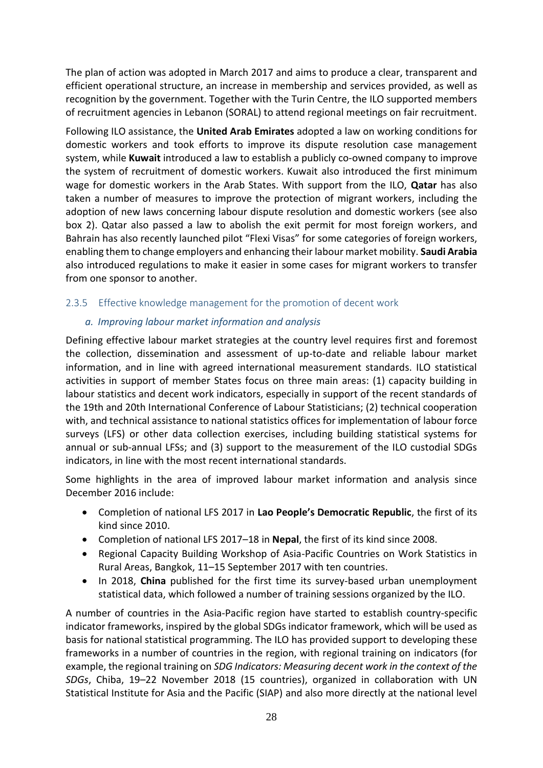The plan of action was adopted in March 2017 and aims to produce a clear, transparent and efficient operational structure, an increase in membership and services provided, as well as recognition by the government. Together with the Turin Centre, the ILO supported members of recruitment agencies in Lebanon (SORAL) to attend regional meetings on fair recruitment.

Following ILO assistance, the **United Arab Emirates** adopted a law on working conditions for domestic workers and took efforts to improve its dispute resolution case management system, while **Kuwait** introduced a law to establish a publicly co-owned company to improve the system of recruitment of domestic workers. Kuwait also introduced the first minimum wage for domestic workers in the Arab States. With support from the ILO, **Qatar** has also taken a number of measures to improve the protection of migrant workers, including the adoption of new laws concerning labour dispute resolution and domestic workers (see also box 2). Qatar also passed a law to abolish the exit permit for most foreign workers, and Bahrain has also recently launched pilot "Flexi Visas" for some categories of foreign workers, enabling them to change employers and enhancing their labour market mobility. **Saudi Arabia** also introduced regulations to make it easier in some cases for migrant workers to transfer from one sponsor to another.

### 2.3.5 Effective knowledge management for the promotion of decent work

#### *a. Improving labour market information and analysis*

Defining effective labour market strategies at the country level requires first and foremost the collection, dissemination and assessment of up-to-date and reliable labour market information, and in line with agreed international measurement standards. ILO statistical activities in support of member States focus on three main areas: (1) capacity building in labour statistics and decent work indicators, especially in support of the recent standards of the 19th and 20th International Conference of Labour Statisticians; (2) technical cooperation with, and technical assistance to national statistics offices for implementation of labour force surveys (LFS) or other data collection exercises, including building statistical systems for annual or sub-annual LFSs; and (3) support to the measurement of the ILO custodial SDGs indicators, in line with the most recent international standards.

Some highlights in the area of improved labour market information and analysis since December 2016 include:

- Completion of national LFS 2017 in **Lao People's Democratic Republic**, the first of its kind since 2010.
- Completion of national LFS 2017–18 in **Nepal**, the first of its kind since 2008.
- Regional Capacity Building Workshop of Asia-Pacific Countries on Work Statistics in Rural Areas, Bangkok, 11–15 September 2017 with ten countries.
- In 2018, **China** published for the first time its survey-based urban unemployment statistical data, which followed a number of training sessions organized by the ILO.

A number of countries in the Asia-Pacific region have started to establish country-specific indicator frameworks, inspired by the global SDGs indicator framework, which will be used as basis for national statistical programming. The ILO has provided support to developing these frameworks in a number of countries in the region, with regional training on indicators (for example, the regional training on *SDG Indicators: Measuring decent work in the context of the SDGs*, Chiba, 19–22 November 2018 (15 countries), organized in collaboration with UN Statistical Institute for Asia and the Pacific (SIAP) and also more directly at the national level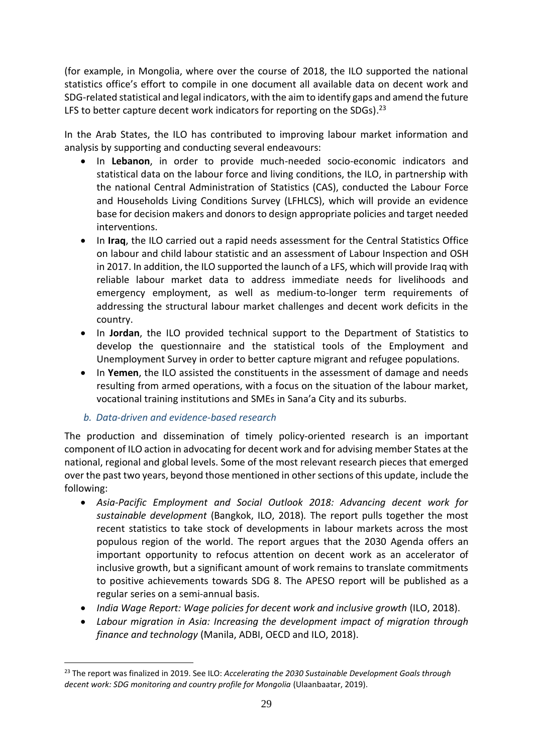(for example, in Mongolia, where over the course of 2018, the ILO supported the national statistics office's effort to compile in one document all available data on decent work and SDG-related statistical and legal indicators, with the aim to identify gaps and amend the future LFS to better capture decent work indicators for reporting on the SDGs).[23]

In the Arab States, the ILO has contributed to improving labour market information and analysis by supporting and conducting several endeavours:

- In **Lebanon**, in order to provide much-needed socio-economic indicators and statistical data on the labour force and living conditions, the ILO, in partnership with the national Central Administration of Statistics (CAS), conducted the Labour Force and Households Living Conditions Survey (LFHLCS), which will provide an evidence base for decision makers and donors to design appropriate policies and target needed interventions.
- In **Iraq**, the ILO carried out a rapid needs assessment for the Central Statistics Office on labour and child labour statistic and an assessment of Labour Inspection and OSH in 2017. In addition, the ILO supported the launch of a LFS, which will provide Iraq with reliable labour market data to address immediate needs for livelihoods and emergency employment, as well as medium-to-longer term requirements of addressing the structural labour market challenges and decent work deficits in the country.
- In **Jordan**, the ILO provided technical support to the Department of Statistics to develop the questionnaire and the statistical tools of the Employment and Unemployment Survey in order to better capture migrant and refugee populations.
- In **Yemen**, the ILO assisted the constituents in the assessment of damage and needs resulting from armed operations, with a focus on the situation of the labour market, vocational training institutions and SMEs in Sana'a City and its suburbs.

### *b. Data-driven and evidence-based research*

The production and dissemination of timely policy-oriented research is an important component of ILO action in advocating for decent work and for advising member States at the national, regional and global levels. Some of the most relevant research pieces that emerged over the past two years, beyond those mentioned in other sections of this update, include the following:

- *Asia-Pacific Employment and Social Outlook 2018: Advancing decent work for sustainable development* (Bangkok, ILO, 2018). The report pulls together the most recent statistics to take stock of developments in labour markets across the most populous region of the world. The report argues that the 2030 Agenda offers an important opportunity to refocus attention on decent work as an accelerator of inclusive growth, but a significant amount of work remains to translate commitments to positive achievements towards SDG 8. The APESO report will be published as a regular series on a semi-annual basis.
- *India Wage Report: Wage policies for decent work and inclusive growth* (ILO, 2018).
- *Labour migration in Asia: Increasing the development impact of migration through finance and technology* (Manila, ADBI, OECD and ILO, 2018).

---

[23] The report was finalized in 2019. See ILO: *Accelerating the 2030 Sustainable Development Goals through decent work: SDG monitoring and country profile for Mongolia* (Ulaanbaatar, 2019).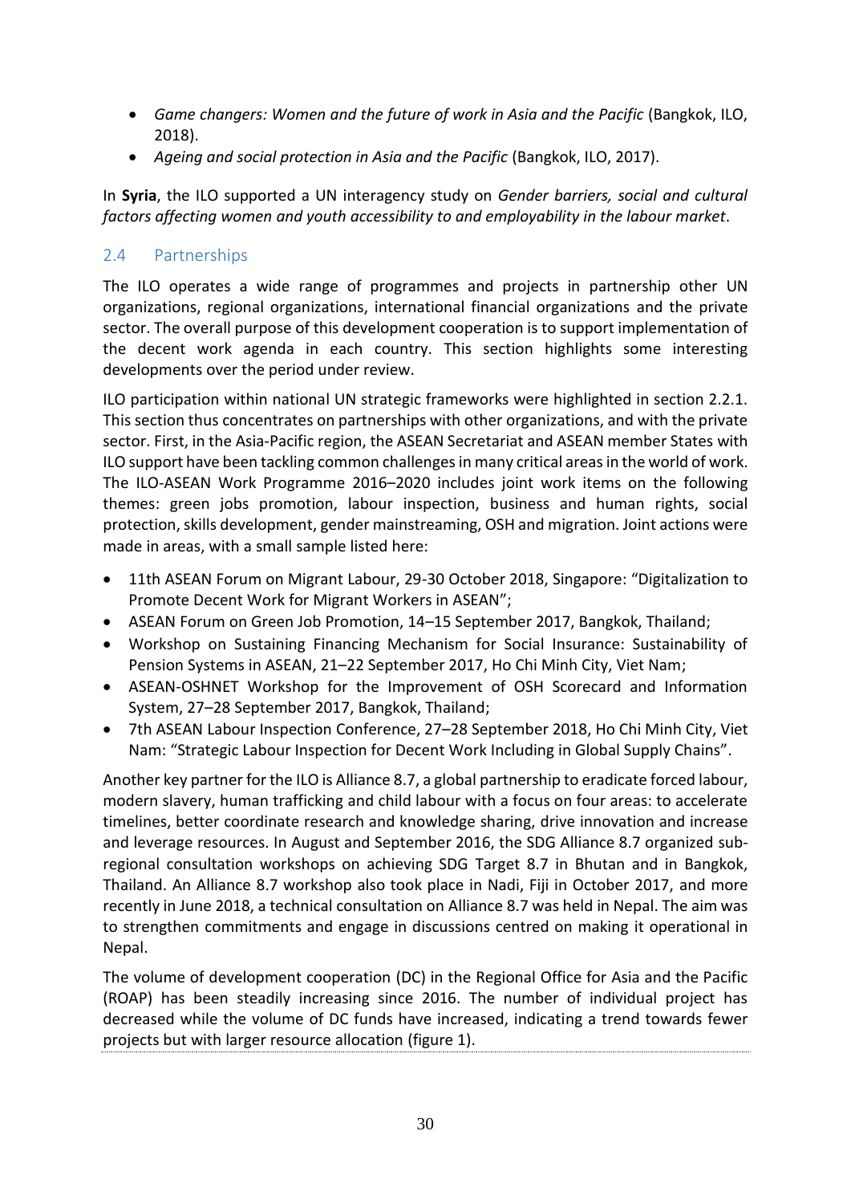- *Game changers: Women and the future of work in Asia and the Pacific* (Bangkok, ILO, 2018).
- *Ageing and social protection in Asia and the Pacific* (Bangkok, ILO, 2017).

In **Syria**, the ILO supported a UN interagency study on *Gender barriers, social and cultural factors affecting women and youth accessibility to and employability in the labour market*.

## 2.4 Partnerships

The ILO operates a wide range of programmes and projects in partnership other UN organizations, regional organizations, international financial organizations and the private sector. The overall purpose of this development cooperation is to support implementation of the decent work agenda in each country. This section highlights some interesting developments over the period under review.

ILO participation within national UN strategic frameworks were highlighted in section 2.2.1. This section thus concentrates on partnerships with other organizations, and with the private sector. First, in the Asia-Pacific region, the ASEAN Secretariat and ASEAN member States with ILO support have been tackling common challenges in many critical areas in the world of work. The ILO-ASEAN Work Programme 2016–2020 includes joint work items on the following themes: green jobs promotion, labour inspection, business and human rights, social protection, skills development, gender mainstreaming, OSH and migration. Joint actions were made in areas, with a small sample listed here:

- 11th ASEAN Forum on Migrant Labour, 29-30 October 2018, Singapore: "Digitalization to Promote Decent Work for Migrant Workers in ASEAN";
- ASEAN Forum on Green Job Promotion, 14–15 September 2017, Bangkok, Thailand;
- Workshop on Sustaining Financing Mechanism for Social Insurance: Sustainability of Pension Systems in ASEAN, 21–22 September 2017, Ho Chi Minh City, Viet Nam;
- ASEAN-OSHNET Workshop for the Improvement of OSH Scorecard and Information System, 27–28 September 2017, Bangkok, Thailand;
- 7th ASEAN Labour Inspection Conference, 27–28 September 2018, Ho Chi Minh City, Viet Nam: "Strategic Labour Inspection for Decent Work Including in Global Supply Chains".

Another key partner for the ILO is Alliance 8.7, a global partnership to eradicate forced labour, modern slavery, human trafficking and child labour with a focus on four areas: to accelerate timelines, better coordinate research and knowledge sharing, drive innovation and increase and leverage resources. In August and September 2016, the SDG Alliance 8.7 organized sub-regional consultation workshops on achieving SDG Target 8.7 in Bhutan and in Bangkok, Thailand. An Alliance 8.7 workshop also took place in Nadi, Fiji in October 2017, and more recently in June 2018, a technical consultation on Alliance 8.7 was held in Nepal. The aim was to strengthen commitments and engage in discussions centred on making it operational in Nepal.

The volume of development cooperation (DC) in the Regional Office for Asia and the Pacific (ROAP) has been steadily increasing since 2016. The number of individual project has decreased while the volume of DC funds have increased, indicating a trend towards fewer projects but with larger resource allocation (figure 1).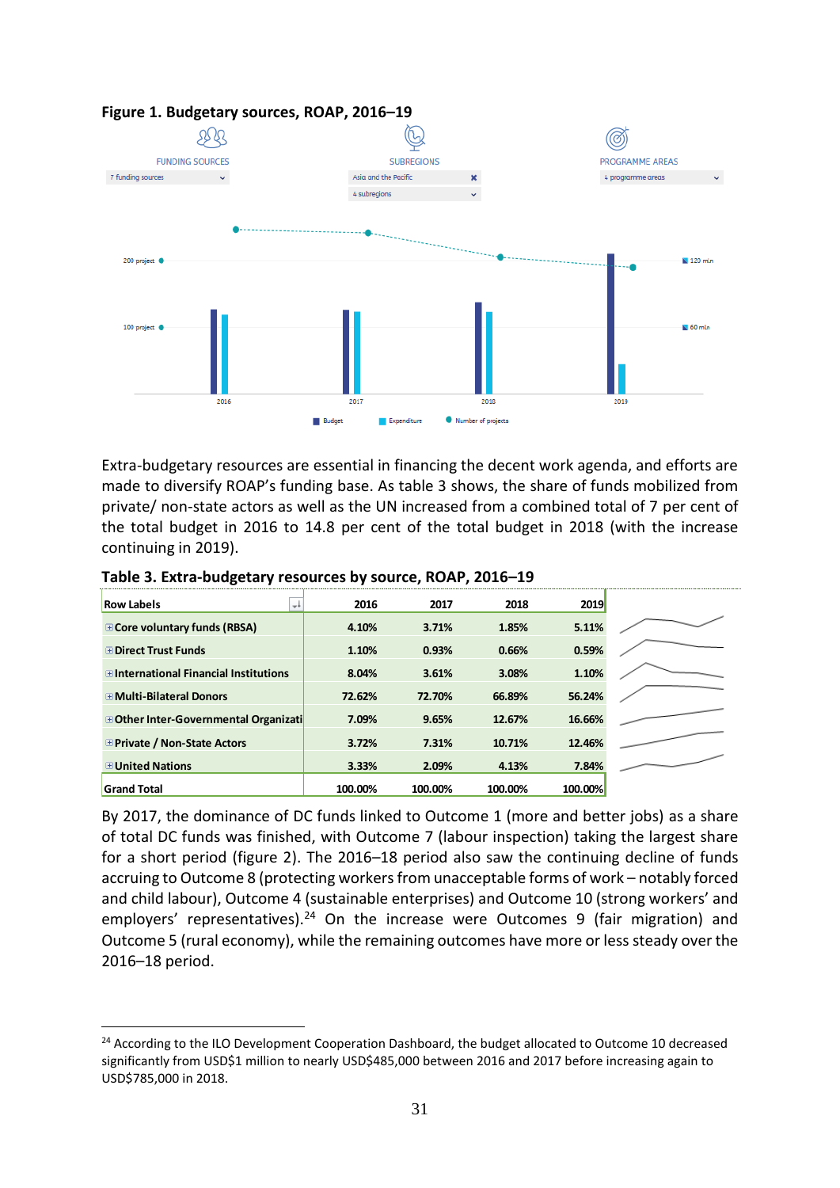**Figure 1. Budgetary sources, ROAP, 2016–19**

Extra-budgetary resources are essential in financing the decent work agenda, and efforts are made to diversify ROAP's funding base. As table 3 shows, the share of funds mobilized from private/ non-state actors as well as the UN increased from a combined total of 7 per cent of the total budget in 2016 to 14.8 per cent of the total budget in 2018 (with the increase continuing in 2019).

**Table 3. Extra-budgetary resources by source, ROAP, 2016–19**

| Row Labels | 2016 | 2017 | 2018 | 2019 |
|---|---|---|---|---|
| Core voluntary funds (RBSA) | 4.10% | 3.71% | 1.85% | 5.11% |
| Direct Trust Funds | 1.10% | 0.93% | 0.66% | 0.59% |
| International Financial Institutions | 8.04% | 3.61% | 3.08% | 1.10% |
| Multi-Bilateral Donors | 72.62% | 72.70% | 66.89% | 56.24% |
| Other Inter-Governmental Organizati | 7.09% | 9.65% | 12.67% | 16.66% |
| Private / Non-State Actors | 3.72% | 7.31% | 10.71% | 12.46% |
| United Nations | 3.33% | 2.09% | 4.13% | 7.84% |
| **Grand Total** | **100.00%** | **100.00%** | **100.00%** | **100.00%** |

By 2017, the dominance of DC funds linked to Outcome 1 (more and better jobs) as a share of total DC funds was finished, with Outcome 7 (labour inspection) taking the largest share for a short period (figure 2). The 2016–18 period also saw the continuing decline of funds accruing to Outcome 8 (protecting workers from unacceptable forms of work – notably forced and child labour), Outcome 4 (sustainable enterprises) and Outcome 10 (strong workers' and employers' representatives).[24] On the increase were Outcomes 9 (fair migration) and Outcome 5 (rural economy), while the remaining outcomes have more or less steady over the 2016–18 period.

[24] According to the ILO Development Cooperation Dashboard, the budget allocated to Outcome 10 decreased significantly from USD$1 million to nearly USD$485,000 between 2016 and 2017 before increasing again to USD$785,000 in 2018.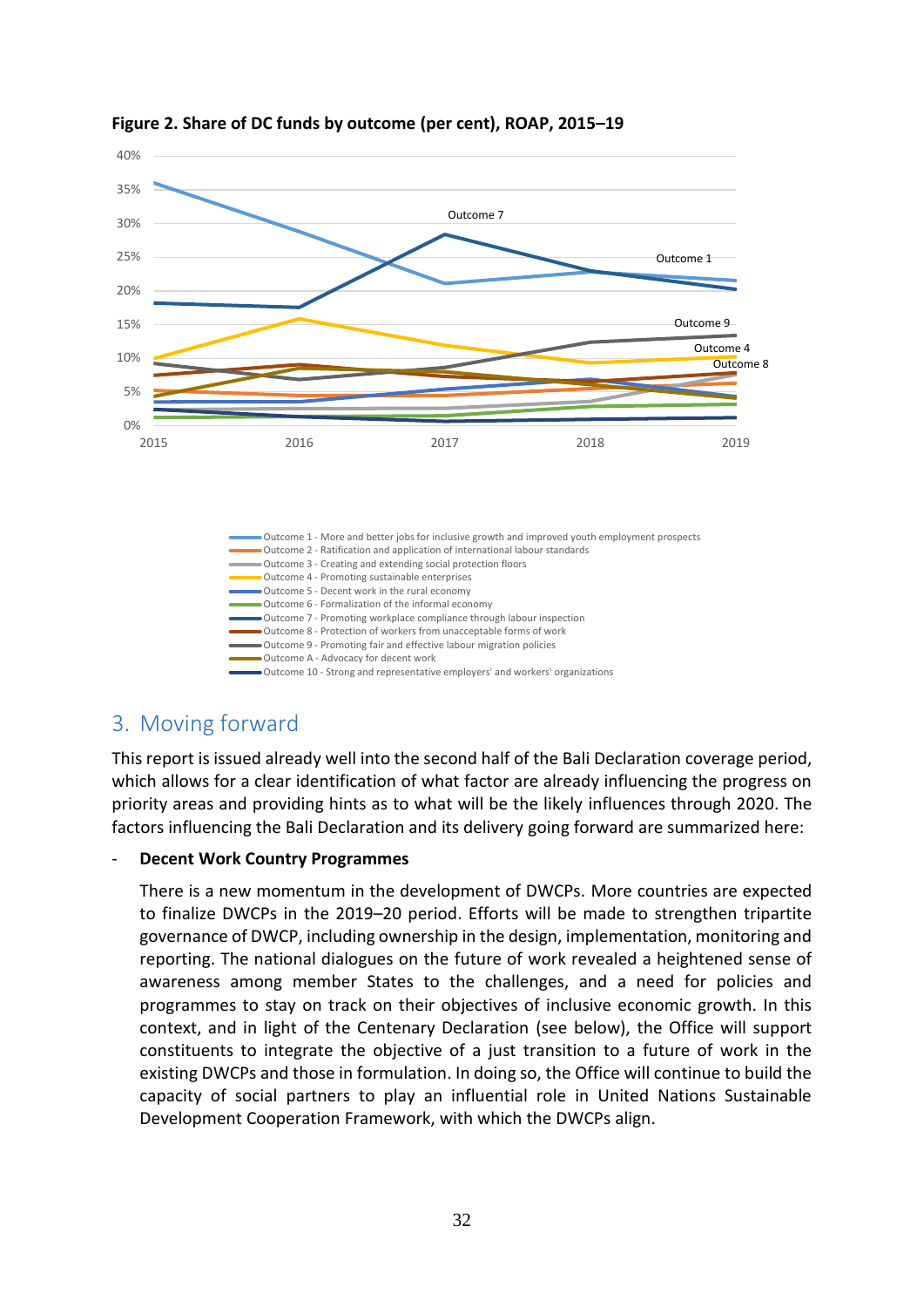**Figure 2. Share of DC funds by outcome (per cent), ROAP, 2015–19**

- Outcome 1 - More and better jobs for inclusive growth and improved youth employment prospects
- Outcome 2 - Ratification and application of international labour standards
- Outcome 3 - Creating and extending social protection floors
- Outcome 4 - Promoting sustainable enterprises
- Outcome 5 - Decent work in the rural economy
- Outcome 6 - Formalization of the informal economy
- Outcome 7 - Promoting workplace compliance through labour inspection
- Outcome 8 - Protection of workers from unacceptable forms of work
- Outcome 9 - Promoting fair and effective labour migration policies
- Outcome A - Advocacy for decent work
- Outcome 10 - Strong and representative employers' and workers' organizations

## 3. Moving forward

This report is issued already well into the second half of the Bali Declaration coverage period, which allows for a clear identification of what factor are already influencing the progress on priority areas and providing hints as to what will be the likely influences through 2020. The factors influencing the Bali Declaration and its delivery going forward are summarized here:

- **Decent Work Country Programmes**

  There is a new momentum in the development of DWCPs. More countries are expected to finalize DWCPs in the 2019–20 period. Efforts will be made to strengthen tripartite governance of DWCP, including ownership in the design, implementation, monitoring and reporting. The national dialogues on the future of work revealed a heightened sense of awareness among member States to the challenges, and a need for policies and programmes to stay on track on their objectives of inclusive economic growth. In this context, and in light of the Centenary Declaration (see below), the Office will support constituents to integrate the objective of a just transition to a future of work in the existing DWCPs and those in formulation. In doing so, the Office will continue to build the capacity of social partners to play an influential role in United Nations Sustainable Development Cooperation Framework, with which the DWCPs align.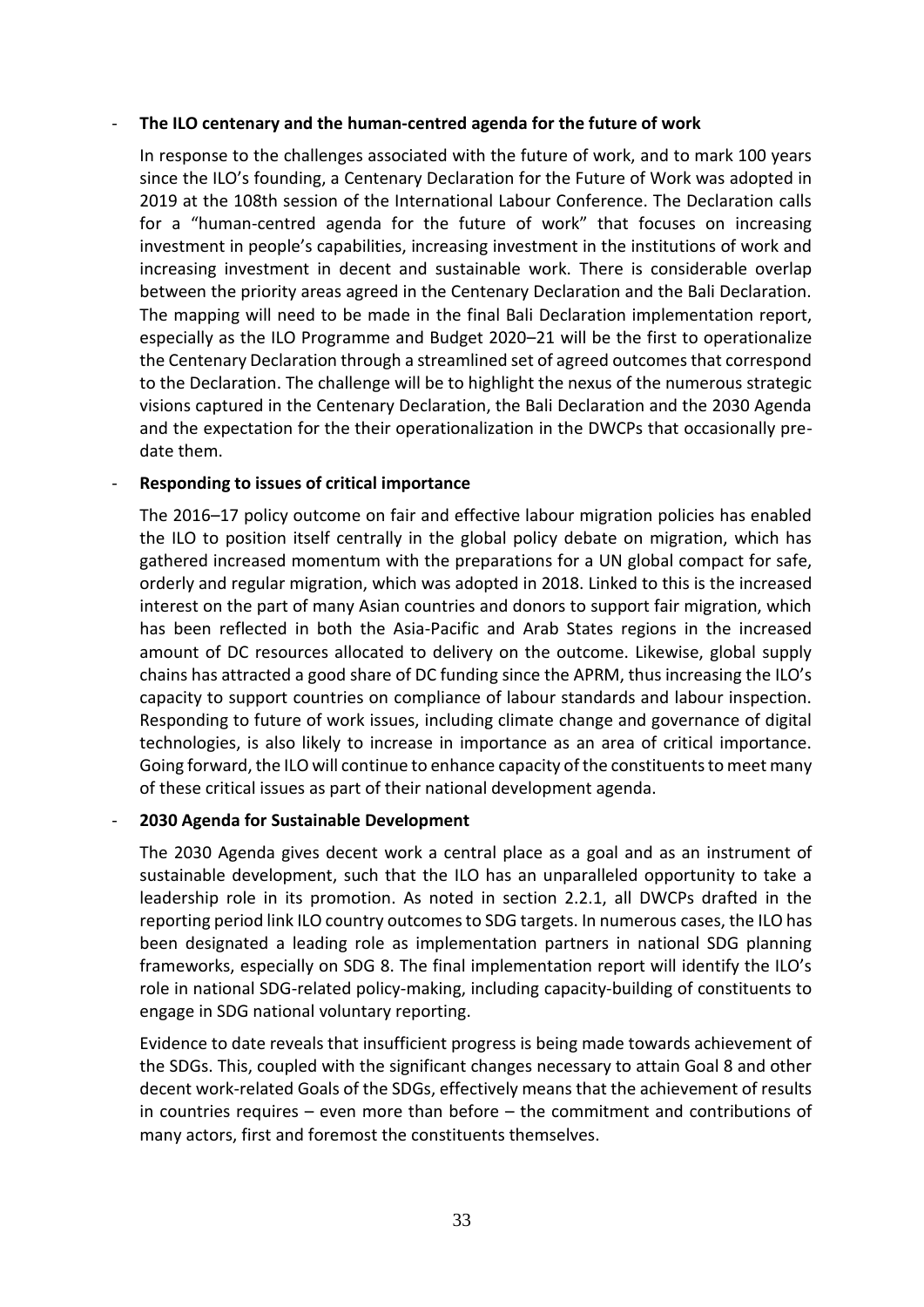- **The ILO centenary and the human-centred agenda for the future of work**

  In response to the challenges associated with the future of work, and to mark 100 years since the ILO's founding, a Centenary Declaration for the Future of Work was adopted in 2019 at the 108th session of the International Labour Conference. The Declaration calls for a "human-centred agenda for the future of work" that focuses on increasing investment in people's capabilities, increasing investment in the institutions of work and increasing investment in decent and sustainable work. There is considerable overlap between the priority areas agreed in the Centenary Declaration and the Bali Declaration. The mapping will need to be made in the final Bali Declaration implementation report, especially as the ILO Programme and Budget 2020–21 will be the first to operationalize the Centenary Declaration through a streamlined set of agreed outcomes that correspond to the Declaration. The challenge will be to highlight the nexus of the numerous strategic visions captured in the Centenary Declaration, the Bali Declaration and the 2030 Agenda and the expectation for the their operationalization in the DWCPs that occasionally pre-date them.

- **Responding to issues of critical importance**

  The 2016–17 policy outcome on fair and effective labour migration policies has enabled the ILO to position itself centrally in the global policy debate on migration, which has gathered increased momentum with the preparations for a UN global compact for safe, orderly and regular migration, which was adopted in 2018. Linked to this is the increased interest on the part of many Asian countries and donors to support fair migration, which has been reflected in both the Asia-Pacific and Arab States regions in the increased amount of DC resources allocated to delivery on the outcome. Likewise, global supply chains has attracted a good share of DC funding since the APRM, thus increasing the ILO's capacity to support countries on compliance of labour standards and labour inspection. Responding to future of work issues, including climate change and governance of digital technologies, is also likely to increase in importance as an area of critical importance. Going forward, the ILO will continue to enhance capacity of the constituents to meet many of these critical issues as part of their national development agenda.

- **2030 Agenda for Sustainable Development**

  The 2030 Agenda gives decent work a central place as a goal and as an instrument of sustainable development, such that the ILO has an unparalleled opportunity to take a leadership role in its promotion. As noted in section 2.2.1, all DWCPs drafted in the reporting period link ILO country outcomes to SDG targets. In numerous cases, the ILO has been designated a leading role as implementation partners in national SDG planning frameworks, especially on SDG 8. The final implementation report will identify the ILO's role in national SDG-related policy-making, including capacity-building of constituents to engage in SDG national voluntary reporting.

  Evidence to date reveals that insufficient progress is being made towards achievement of the SDGs. This, coupled with the significant changes necessary to attain Goal 8 and other decent work-related Goals of the SDGs, effectively means that the achievement of results in countries requires – even more than before – the commitment and contributions of many actors, first and foremost the constituents themselves.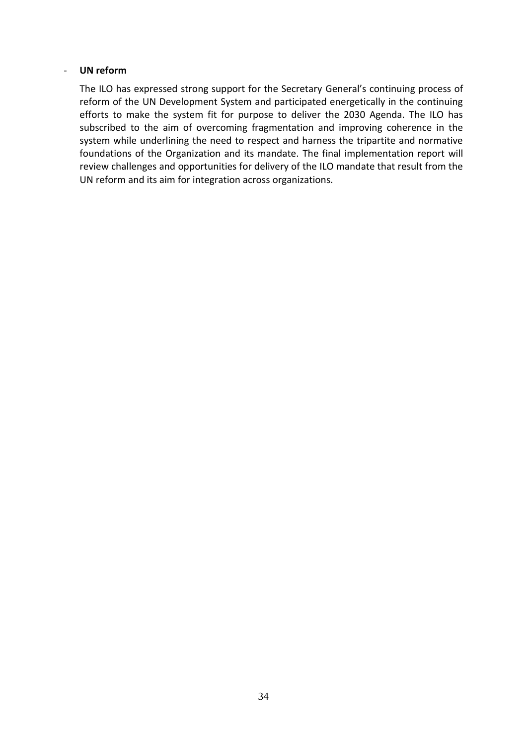- **UN reform**

  The ILO has expressed strong support for the Secretary General's continuing process of reform of the UN Development System and participated energetically in the continuing efforts to make the system fit for purpose to deliver the 2030 Agenda. The ILO has subscribed to the aim of overcoming fragmentation and improving coherence in the system while underlining the need to respect and harness the tripartite and normative foundations of the Organization and its mandate. The final implementation report will review challenges and opportunities for delivery of the ILO mandate that result from the UN reform and its aim for integration across organizations.